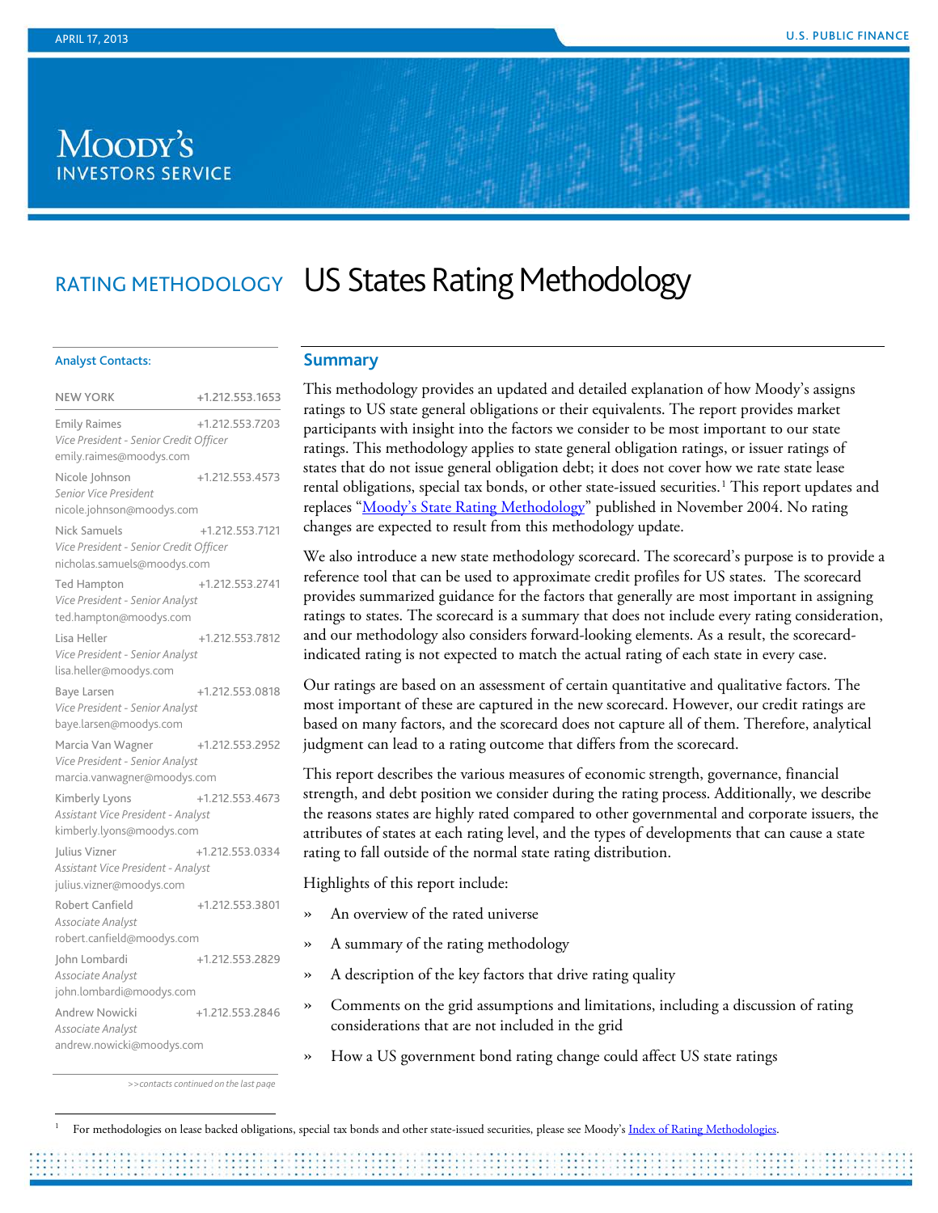APRIL 17, 2013

U.S. PUBLIC FINANCE

MOODY'S INVESTORS SERVICE

RATING METHODOLOGY

# US States Rating Methodology

**Analyst Contacts:**

| NEW YORK | +1.212.553.1653 |
|---|---|
| Emily Raimes<br>*Vice President - Senior Credit Officer*<br>emily.raimes@moodys.com | +1.212.553.7203 |
| Nicole Johnson<br>*Senior Vice President*<br>nicole.johnson@moodys.com | +1.212.553.4573 |
| Nick Samuels<br>*Vice President - Senior Credit Officer*<br>nicholas.samuels@moodys.com | +1.212.553.7121 |
| Ted Hampton<br>*Vice President - Senior Analyst*<br>ted.hampton@moodys.com | +1.212.553.2741 |
| Lisa Heller<br>*Vice President - Senior Analyst*<br>lisa.heller@moodys.com | +1.212.553.7812 |
| Baye Larsen<br>*Vice President - Senior Analyst*<br>baye.larsen@moodys.com | +1.212.553.0818 |
| Marcia Van Wagner<br>*Vice President - Senior Analyst*<br>marcia.vanwagner@moodys.com | +1.212.553.2952 |
| Kimberly Lyons<br>*Assistant Vice President - Analyst*<br>kimberly.lyons@moodys.com | +1.212.553.4673 |
| Julius Vizner<br>*Assistant Vice President - Analyst*<br>julius.vizner@moodys.com | +1.212.553.0334 |
| Robert Canfield<br>*Associate Analyst*<br>robert.canfield@moodys.com | +1.212.553.3801 |
| John Lombardi<br>*Associate Analyst*<br>john.lombardi@moodys.com | +1.212.553.2829 |
| Andrew Nowicki<br>*Associate Analyst*<br>andrew.nowicki@moodys.com | +1.212.553.2846 |

*>>contacts continued on the last page*

## Summary

This methodology provides an updated and detailed explanation of how Moody's assigns ratings to US state general obligations or their equivalents. The report provides market participants with insight into the factors we consider to be most important to our state ratings. This methodology applies to state general obligation ratings, or issuer ratings of states that do not issue general obligation debt; it does not cover how we rate state lease rental obligations, special tax bonds, or other state-issued securities.[1] This report updates and replaces "Moody's State Rating Methodology" published in November 2004. No rating changes are expected to result from this methodology update.

We also introduce a new state methodology scorecard. The scorecard's purpose is to provide a reference tool that can be used to approximate credit profiles for US states. The scorecard provides summarized guidance for the factors that generally are most important in assigning ratings to states. The scorecard is a summary that does not include every rating consideration, and our methodology also considers forward-looking elements. As a result, the scorecard-indicated rating is not expected to match the actual rating of each state in every case.

Our ratings are based on an assessment of certain quantitative and qualitative factors. The most important of these are captured in the new scorecard. However, our credit ratings are based on many factors, and the scorecard does not capture all of them. Therefore, analytical judgment can lead to a rating outcome that differs from the scorecard.

This report describes the various measures of economic strength, governance, financial strength, and debt position we consider during the rating process. Additionally, we describe the reasons states are highly rated compared to other governmental and corporate issuers, the attributes of states at each rating level, and the types of developments that can cause a state rating to fall outside of the normal state rating distribution.

Highlights of this report include:

- An overview of the rated universe
- A summary of the rating methodology
- A description of the key factors that drive rating quality
- Comments on the grid assumptions and limitations, including a discussion of rating considerations that are not included in the grid
- How a US government bond rating change could affect US state ratings

[1] For methodologies on lease backed obligations, special tax bonds and other state-issued securities, please see Moody's Index of Rating Methodologies.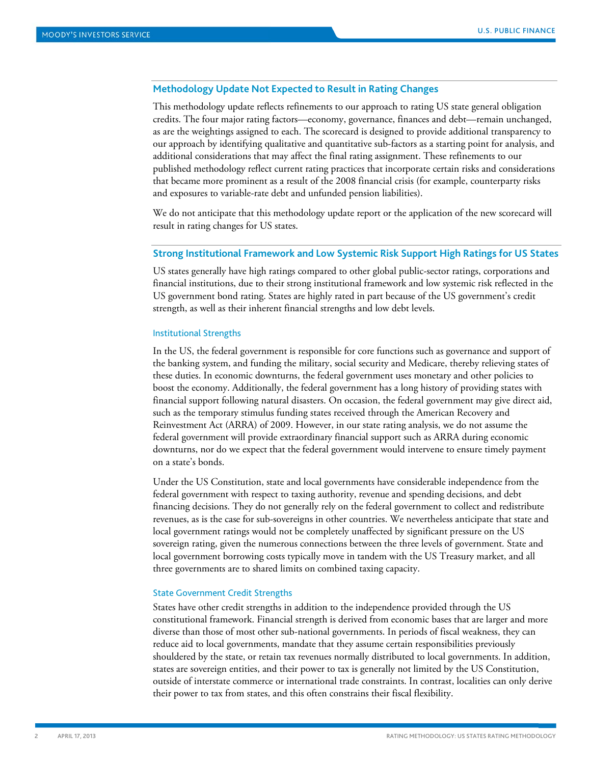## Methodology Update Not Expected to Result in Rating Changes

This methodology update reflects refinements to our approach to rating US state general obligation credits. The four major rating factors—economy, governance, finances and debt—remain unchanged, as are the weightings assigned to each. The scorecard is designed to provide additional transparency to our approach by identifying qualitative and quantitative sub-factors as a starting point for analysis, and additional considerations that may affect the final rating assignment. These refinements to our published methodology reflect current rating practices that incorporate certain risks and considerations that became more prominent as a result of the 2008 financial crisis (for example, counterparty risks and exposures to variable-rate debt and unfunded pension liabilities).

We do not anticipate that this methodology update report or the application of the new scorecard will result in rating changes for US states.

## Strong Institutional Framework and Low Systemic Risk Support High Ratings for US States

US states generally have high ratings compared to other global public-sector ratings, corporations and financial institutions, due to their strong institutional framework and low systemic risk reflected in the US government bond rating. States are highly rated in part because of the US government's credit strength, as well as their inherent financial strengths and low debt levels.

### Institutional Strengths

In the US, the federal government is responsible for core functions such as governance and support of the banking system, and funding the military, social security and Medicare, thereby relieving states of these duties. In economic downturns, the federal government uses monetary and other policies to boost the economy. Additionally, the federal government has a long history of providing states with financial support following natural disasters. On occasion, the federal government may give direct aid, such as the temporary stimulus funding states received through the American Recovery and Reinvestment Act (ARRA) of 2009. However, in our state rating analysis, we do not assume the federal government will provide extraordinary financial support such as ARRA during economic downturns, nor do we expect that the federal government would intervene to ensure timely payment on a state's bonds.

Under the US Constitution, state and local governments have considerable independence from the federal government with respect to taxing authority, revenue and spending decisions, and debt financing decisions. They do not generally rely on the federal government to collect and redistribute revenues, as is the case for sub-sovereigns in other countries. We nevertheless anticipate that state and local government ratings would not be completely unaffected by significant pressure on the US sovereign rating, given the numerous connections between the three levels of government. State and local government borrowing costs typically move in tandem with the US Treasury market, and all three governments are to shared limits on combined taxing capacity.

### State Government Credit Strengths

States have other credit strengths in addition to the independence provided through the US constitutional framework. Financial strength is derived from economic bases that are larger and more diverse than those of most other sub-national governments. In periods of fiscal weakness, they can reduce aid to local governments, mandate that they assume certain responsibilities previously shouldered by the state, or retain tax revenues normally distributed to local governments. In addition, states are sovereign entities, and their power to tax is generally not limited by the US Constitution, outside of interstate commerce or international trade constraints. In contrast, localities can only derive their power to tax from states, and this often constrains their fiscal flexibility.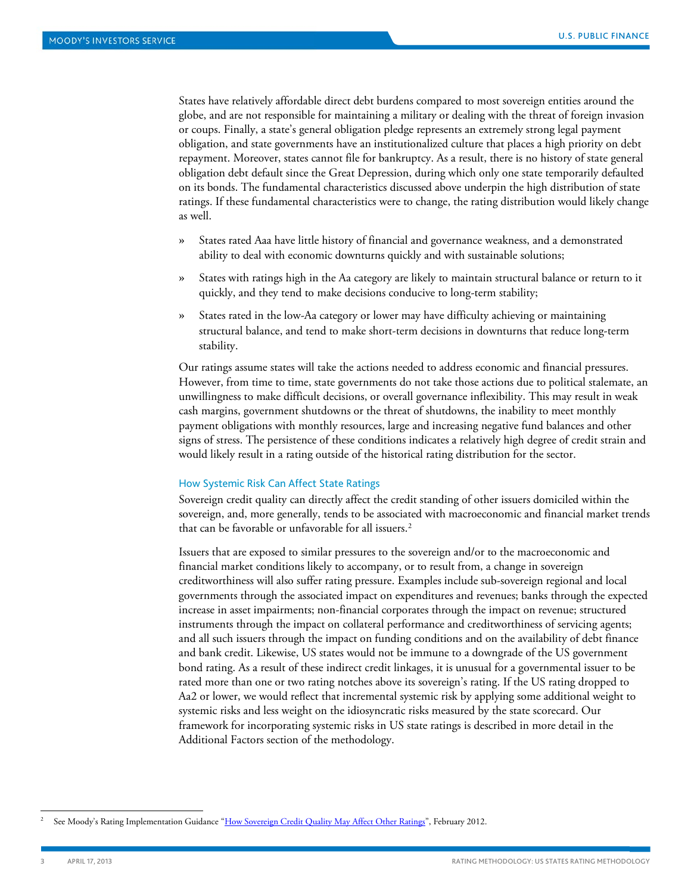States have relatively affordable direct debt burdens compared to most sovereign entities around the globe, and are not responsible for maintaining a military or dealing with the threat of foreign invasion or coups. Finally, a state's general obligation pledge represents an extremely strong legal payment obligation, and state governments have an institutionalized culture that places a high priority on debt repayment. Moreover, states cannot file for bankruptcy. As a result, there is no history of state general obligation debt default since the Great Depression, during which only one state temporarily defaulted on its bonds. The fundamental characteristics discussed above underpin the high distribution of state ratings. If these fundamental characteristics were to change, the rating distribution would likely change as well.

- States rated Aaa have little history of financial and governance weakness, and a demonstrated ability to deal with economic downturns quickly and with sustainable solutions;
- States with ratings high in the Aa category are likely to maintain structural balance or return to it quickly, and they tend to make decisions conducive to long-term stability;
- States rated in the low-Aa category or lower may have difficulty achieving or maintaining structural balance, and tend to make short-term decisions in downturns that reduce long-term stability.

Our ratings assume states will take the actions needed to address economic and financial pressures. However, from time to time, state governments do not take those actions due to political stalemate, an unwillingness to make difficult decisions, or overall governance inflexibility. This may result in weak cash margins, government shutdowns or the threat of shutdowns, the inability to meet monthly payment obligations with monthly resources, large and increasing negative fund balances and other signs of stress. The persistence of these conditions indicates a relatively high degree of credit strain and would likely result in a rating outside of the historical rating distribution for the sector.

### How Systemic Risk Can Affect State Ratings

Sovereign credit quality can directly affect the credit standing of other issuers domiciled within the sovereign, and, more generally, tends to be associated with macroeconomic and financial market trends that can be favorable or unfavorable for all issuers.[2]

Issuers that are exposed to similar pressures to the sovereign and/or to the macroeconomic and financial market conditions likely to accompany, or to result from, a change in sovereign creditworthiness will also suffer rating pressure. Examples include sub-sovereign regional and local governments through the associated impact on expenditures and revenues; banks through the expected increase in asset impairments; non-financial corporates through the impact on revenue; structured instruments through the impact on collateral performance and creditworthiness of servicing agents; and all such issuers through the impact on funding conditions and on the availability of debt finance and bank credit. Likewise, US states would not be immune to a downgrade of the US government bond rating. As a result of these indirect credit linkages, it is unusual for a governmental issuer to be rated more than one or two rating notches above its sovereign's rating. If the US rating dropped to Aa2 or lower, we would reflect that incremental systemic risk by applying some additional weight to systemic risks and less weight on the idiosyncratic risks measured by the state scorecard. Our framework for incorporating systemic risks in US state ratings is described in more detail in the Additional Factors section of the methodology.

[2] See Moody's Rating Implementation Guidance "How Sovereign Credit Quality May Affect Other Ratings", February 2012.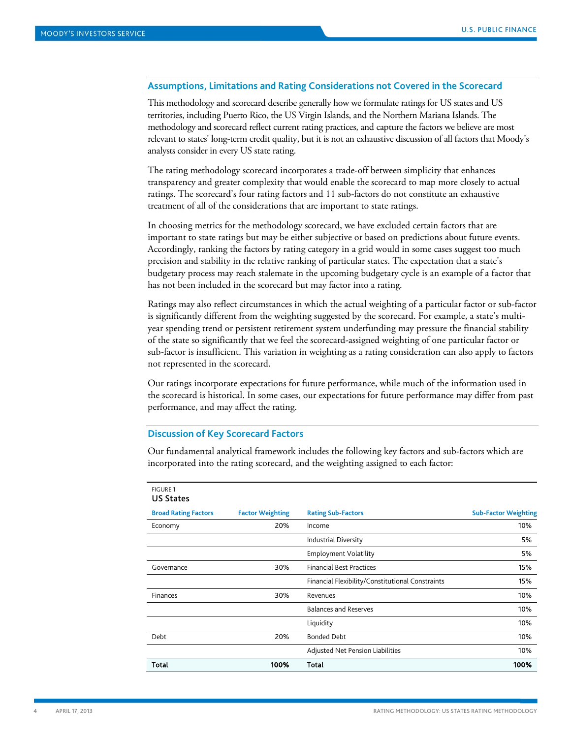## Assumptions, Limitations and Rating Considerations not Covered in the Scorecard

This methodology and scorecard describe generally how we formulate ratings for US states and US territories, including Puerto Rico, the US Virgin Islands, and the Northern Mariana Islands. The methodology and scorecard reflect current rating practices, and capture the factors we believe are most relevant to states' long-term credit quality, but it is not an exhaustive discussion of all factors that Moody's analysts consider in every US state rating.

The rating methodology scorecard incorporates a trade-off between simplicity that enhances transparency and greater complexity that would enable the scorecard to map more closely to actual ratings. The scorecard's four rating factors and 11 sub-factors do not constitute an exhaustive treatment of all of the considerations that are important to state ratings.

In choosing metrics for the methodology scorecard, we have excluded certain factors that are important to state ratings but may be either subjective or based on predictions about future events. Accordingly, ranking the factors by rating category in a grid would in some cases suggest too much precision and stability in the relative ranking of particular states. The expectation that a state's budgetary process may reach stalemate in the upcoming budgetary cycle is an example of a factor that has not been included in the scorecard but may factor into a rating.

Ratings may also reflect circumstances in which the actual weighting of a particular factor or sub-factor is significantly different from the weighting suggested by the scorecard. For example, a state's multi-year spending trend or persistent retirement system underfunding may pressure the financial stability of the state so significantly that we feel the scorecard-assigned weighting of one particular factor or sub-factor is insufficient. This variation in weighting as a rating consideration can also apply to factors not represented in the scorecard.

Our ratings incorporate expectations for future performance, while much of the information used in the scorecard is historical. In some cases, our expectations for future performance may differ from past performance, and may affect the rating.

## Discussion of Key Scorecard Factors

Our fundamental analytical framework includes the following key factors and sub-factors which are incorporated into the rating scorecard, and the weighting assigned to each factor:

FIGURE 1
**US States**

| Broad Rating Factors | Factor Weighting | Rating Sub-Factors | Sub-Factor Weighting |
|---|---|---|---|
| Economy | 20% | Income | 10% |
| | | Industrial Diversity | 5% |
| | | Employment Volatility | 5% |
| Governance | 30% | Financial Best Practices | 15% |
| | | Financial Flexibility/Constitutional Constraints | 15% |
| Finances | 30% | Revenues | 10% |
| | | Balances and Reserves | 10% |
| | | Liquidity | 10% |
| Debt | 20% | Bonded Debt | 10% |
| | | Adjusted Net Pension Liabilities | 10% |
| **Total** | **100%** | **Total** | **100%** |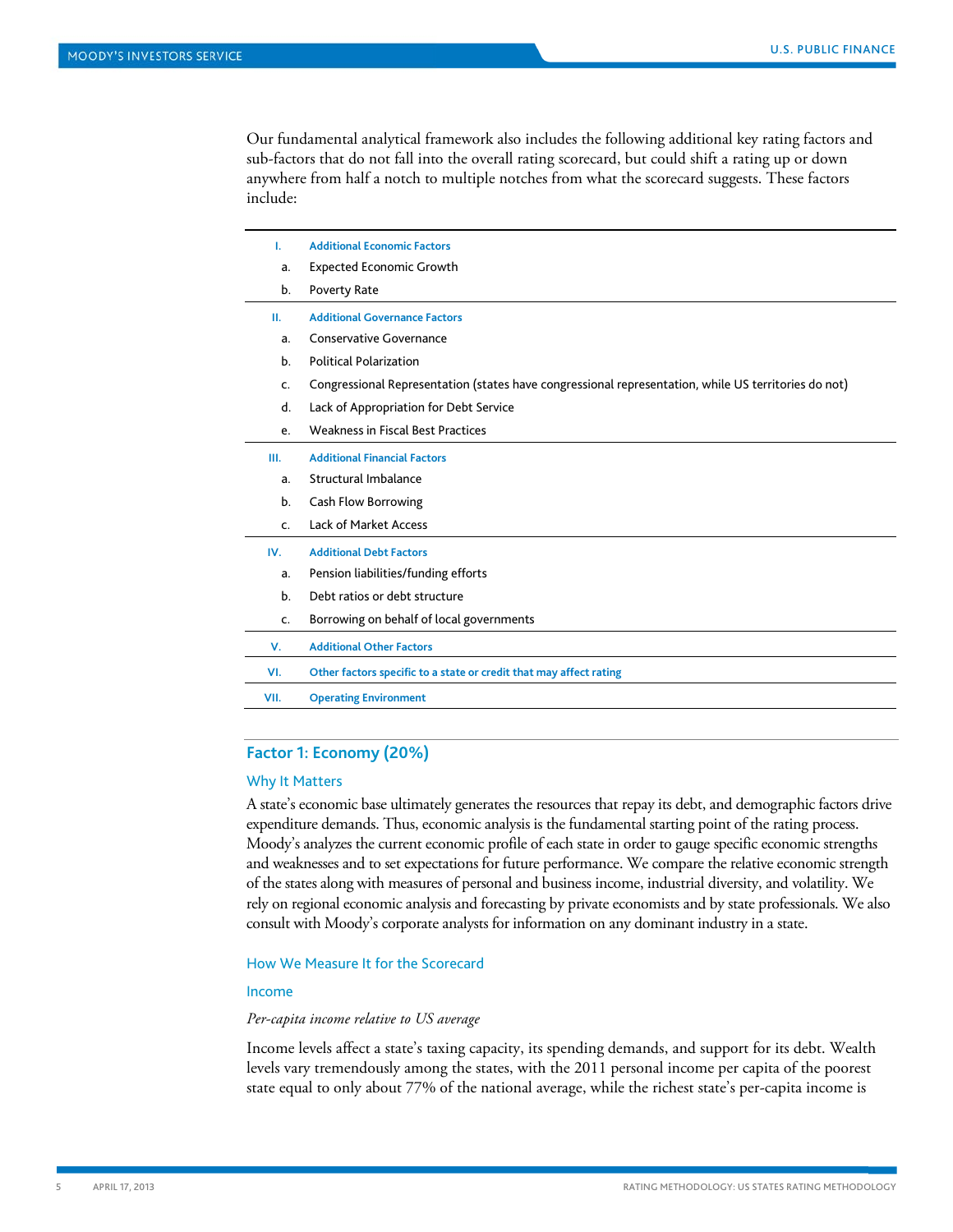Our fundamental analytical framework also includes the following additional key rating factors and sub-factors that do not fall into the overall rating scorecard, but could shift a rating up or down anywhere from half a notch to multiple notches from what the scorecard suggests. These factors include:

| | |
|---|---|
| **I.** | **Additional Economic Factors** |
| a. | Expected Economic Growth |
| b. | Poverty Rate |
| **II.** | **Additional Governance Factors** |
| a. | Conservative Governance |
| b. | Political Polarization |
| c. | Congressional Representation (states have congressional representation, while US territories do not) |
| d. | Lack of Appropriation for Debt Service |
| e. | Weakness in Fiscal Best Practices |
| **III.** | **Additional Financial Factors** |
| a. | Structural Imbalance |
| b. | Cash Flow Borrowing |
| c. | Lack of Market Access |
| **IV.** | **Additional Debt Factors** |
| a. | Pension liabilities/funding efforts |
| b. | Debt ratios or debt structure |
| c. | Borrowing on behalf of local governments |
| **V.** | **Additional Other Factors** |
| **VI.** | **Other factors specific to a state or credit that may affect rating** |
| **VII.** | **Operating Environment** |

## Factor 1: Economy (20%)

### Why It Matters

A state's economic base ultimately generates the resources that repay its debt, and demographic factors drive expenditure demands. Thus, economic analysis is the fundamental starting point of the rating process. Moody's analyzes the current economic profile of each state in order to gauge specific economic strengths and weaknesses and to set expectations for future performance. We compare the relative economic strength of the states along with measures of personal and business income, industrial diversity, and volatility. We rely on regional economic analysis and forecasting by private economists and by state professionals. We also consult with Moody's corporate analysts for information on any dominant industry in a state.

### How We Measure It for the Scorecard

#### Income

*Per-capita income relative to US average*

Income levels affect a state's taxing capacity, its spending demands, and support for its debt. Wealth levels vary tremendously among the states, with the 2011 personal income per capita of the poorest state equal to only about 77% of the national average, while the richest state's per-capita income is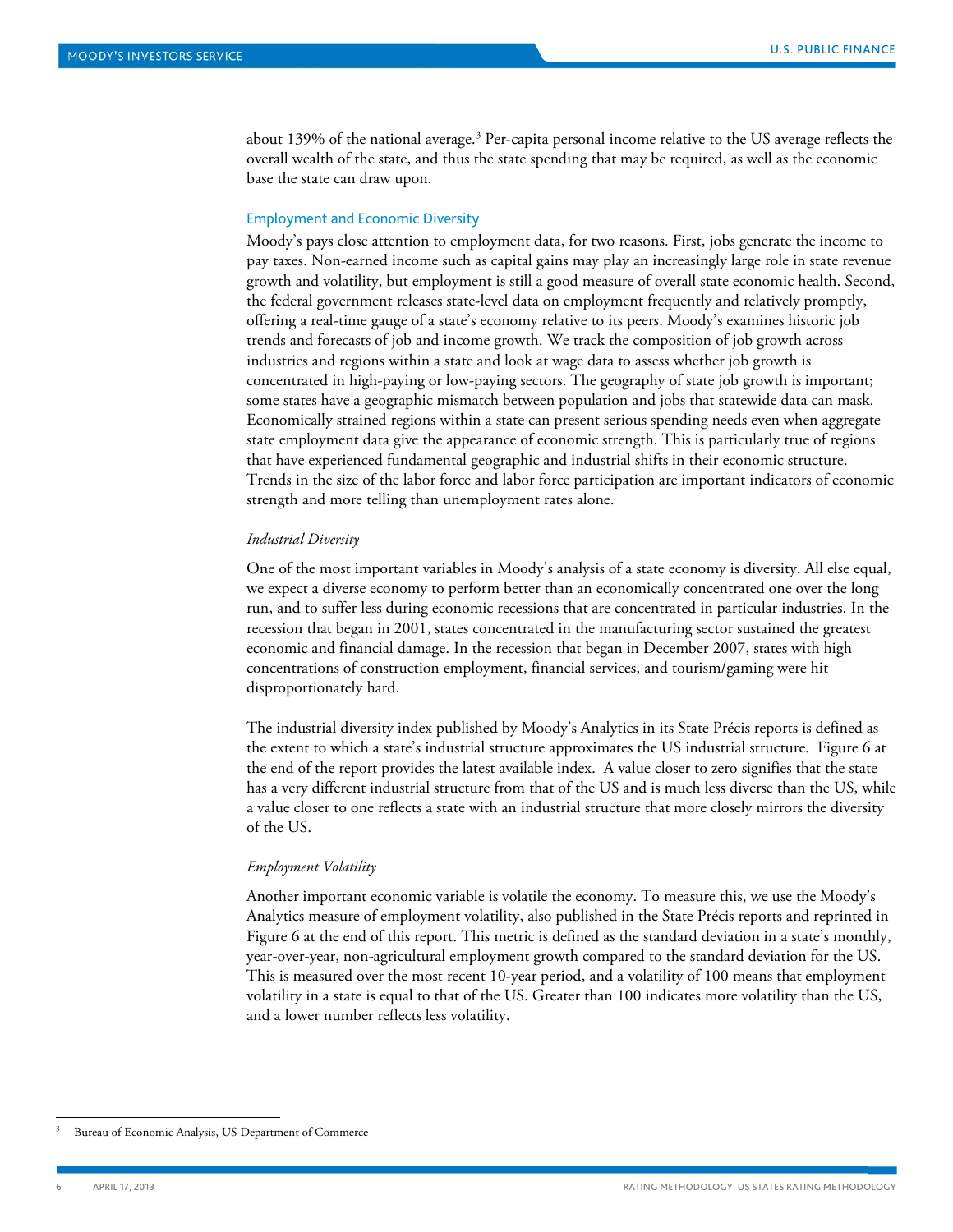about 139% of the national average.[3] Per-capita personal income relative to the US average reflects the overall wealth of the state, and thus the state spending that may be required, as well as the economic base the state can draw upon.

## Employment and Economic Diversity

Moody's pays close attention to employment data, for two reasons. First, jobs generate the income to pay taxes. Non-earned income such as capital gains may play an increasingly large role in state revenue growth and volatility, but employment is still a good measure of overall state economic health. Second, the federal government releases state-level data on employment frequently and relatively promptly, offering a real-time gauge of a state's economy relative to its peers. Moody's examines historic job trends and forecasts of job and income growth. We track the composition of job growth across industries and regions within a state and look at wage data to assess whether job growth is concentrated in high-paying or low-paying sectors. The geography of state job growth is important; some states have a geographic mismatch between population and jobs that statewide data can mask. Economically strained regions within a state can present serious spending needs even when aggregate state employment data give the appearance of economic strength. This is particularly true of regions that have experienced fundamental geographic and industrial shifts in their economic structure. Trends in the size of the labor force and labor force participation are important indicators of economic strength and more telling than unemployment rates alone.

### *Industrial Diversity*

One of the most important variables in Moody's analysis of a state economy is diversity. All else equal, we expect a diverse economy to perform better than an economically concentrated one over the long run, and to suffer less during economic recessions that are concentrated in particular industries. In the recession that began in 2001, states concentrated in the manufacturing sector sustained the greatest economic and financial damage. In the recession that began in December 2007, states with high concentrations of construction employment, financial services, and tourism/gaming were hit disproportionately hard.

The industrial diversity index published by Moody's Analytics in its State Précis reports is defined as the extent to which a state's industrial structure approximates the US industrial structure. Figure 6 at the end of the report provides the latest available index. A value closer to zero signifies that the state has a very different industrial structure from that of the US and is much less diverse than the US, while a value closer to one reflects a state with an industrial structure that more closely mirrors the diversity of the US.

### *Employment Volatility*

Another important economic variable is volatile the economy. To measure this, we use the Moody's Analytics measure of employment volatility, also published in the State Précis reports and reprinted in Figure 6 at the end of this report. This metric is defined as the standard deviation in a state's monthly, year-over-year, non-agricultural employment growth compared to the standard deviation for the US. This is measured over the most recent 10-year period, and a volatility of 100 means that employment volatility in a state is equal to that of the US. Greater than 100 indicates more volatility than the US, and a lower number reflects less volatility.

---

[3] Bureau of Economic Analysis, US Department of Commerce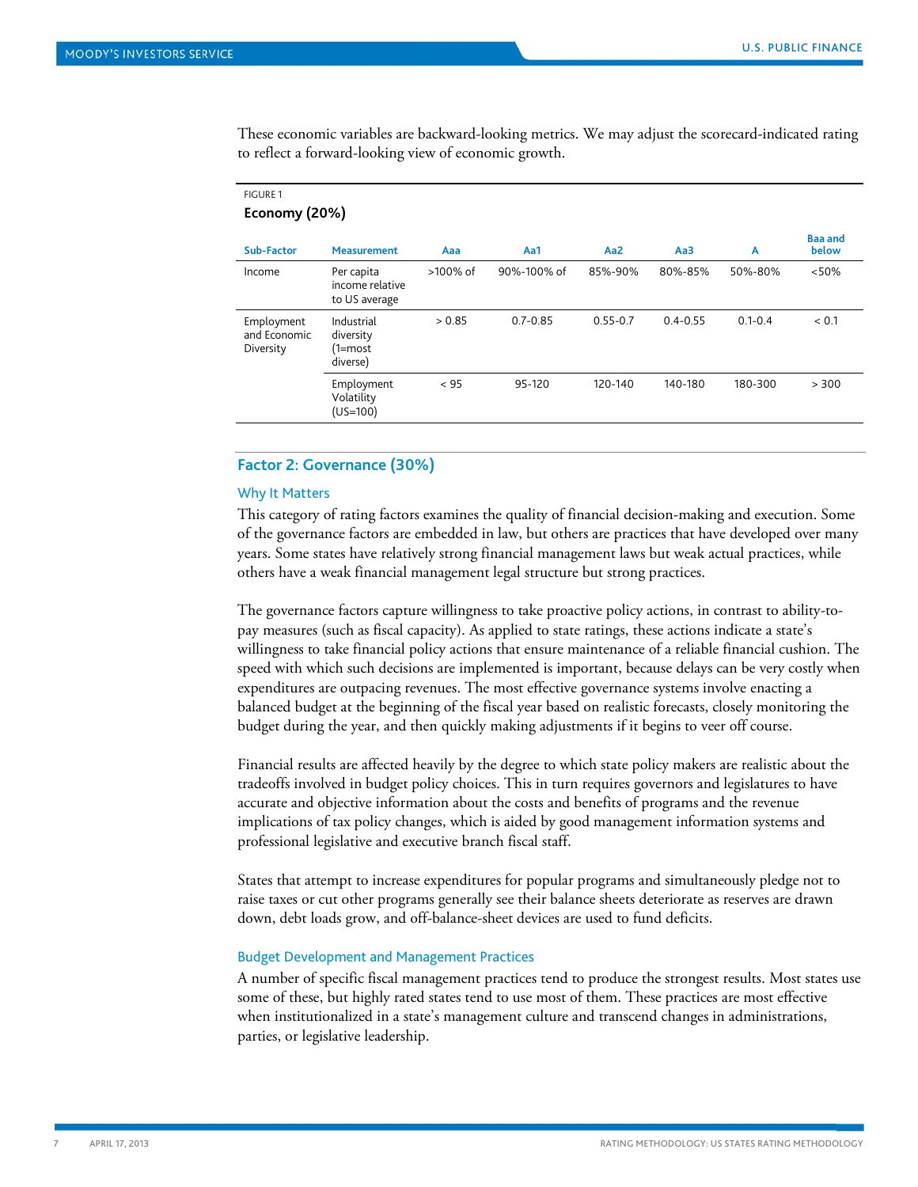These economic variables are backward-looking metrics. We may adjust the scorecard-indicated rating to reflect a forward-looking view of economic growth.

FIGURE 1

**Economy (20%)**

| Sub-Factor | Measurement | Aaa | Aa1 | Aa2 | Aa3 | A | Baa and below |
|---|---|---|---|---|---|---|---|
| Income | Per capita income relative to US average | >100% of | 90%-100% of | 85%-90% | 80%-85% | 50%-80% | <50% |
| Employment and Economic Diversity | Industrial diversity (1=most diverse) | > 0.85 | 0.7-0.85 | 0.55-0.7 | 0.4-0.55 | 0.1-0.4 | < 0.1 |
| | Employment Volatility (US=100) | < 95 | 95-120 | 120-140 | 140-180 | 180-300 | > 300 |

## Factor 2: Governance (30%)

### Why It Matters

This category of rating factors examines the quality of financial decision-making and execution. Some of the governance factors are embedded in law, but others are practices that have developed over many years. Some states have relatively strong financial management laws but weak actual practices, while others have a weak financial management legal structure but strong practices.

The governance factors capture willingness to take proactive policy actions, in contrast to ability-to-pay measures (such as fiscal capacity). As applied to state ratings, these actions indicate a state's willingness to take financial policy actions that ensure maintenance of a reliable financial cushion. The speed with which such decisions are implemented is important, because delays can be very costly when expenditures are outpacing revenues. The most effective governance systems involve enacting a balanced budget at the beginning of the fiscal year based on realistic forecasts, closely monitoring the budget during the year, and then quickly making adjustments if it begins to veer off course.

Financial results are affected heavily by the degree to which state policy makers are realistic about the tradeoffs involved in budget policy choices. This in turn requires governors and legislatures to have accurate and objective information about the costs and benefits of programs and the revenue implications of tax policy changes, which is aided by good management information systems and professional legislative and executive branch fiscal staff.

States that attempt to increase expenditures for popular programs and simultaneously pledge not to raise taxes or cut other programs generally see their balance sheets deteriorate as reserves are drawn down, debt loads grow, and off-balance-sheet devices are used to fund deficits.

### Budget Development and Management Practices

A number of specific fiscal management practices tend to produce the strongest results. Most states use some of these, but highly rated states tend to use most of them. These practices are most effective when institutionalized in a state's management culture and transcend changes in administrations, parties, or legislative leadership.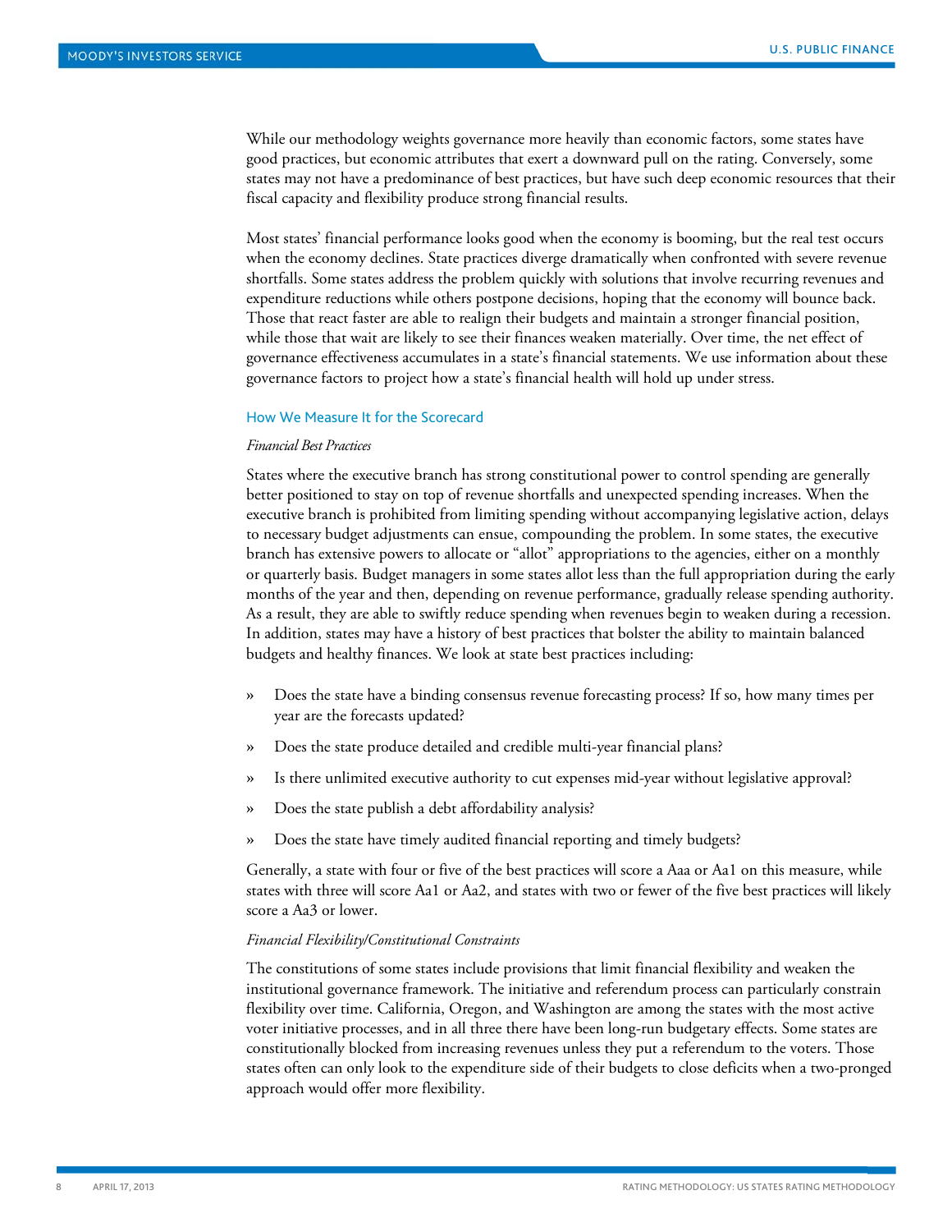While our methodology weights governance more heavily than economic factors, some states have good practices, but economic attributes that exert a downward pull on the rating. Conversely, some states may not have a predominance of best practices, but have such deep economic resources that their fiscal capacity and flexibility produce strong financial results.

Most states' financial performance looks good when the economy is booming, but the real test occurs when the economy declines. State practices diverge dramatically when confronted with severe revenue shortfalls. Some states address the problem quickly with solutions that involve recurring revenues and expenditure reductions while others postpone decisions, hoping that the economy will bounce back. Those that react faster are able to realign their budgets and maintain a stronger financial position, while those that wait are likely to see their finances weaken materially. Over time, the net effect of governance effectiveness accumulates in a state's financial statements. We use information about these governance factors to project how a state's financial health will hold up under stress.

### How We Measure It for the Scorecard

*Financial Best Practices*

States where the executive branch has strong constitutional power to control spending are generally better positioned to stay on top of revenue shortfalls and unexpected spending increases. When the executive branch is prohibited from limiting spending without accompanying legislative action, delays to necessary budget adjustments can ensue, compounding the problem. In some states, the executive branch has extensive powers to allocate or "allot" appropriations to the agencies, either on a monthly or quarterly basis. Budget managers in some states allot less than the full appropriation during the early months of the year and then, depending on revenue performance, gradually release spending authority. As a result, they are able to swiftly reduce spending when revenues begin to weaken during a recession. In addition, states may have a history of best practices that bolster the ability to maintain balanced budgets and healthy finances. We look at state best practices including:

- Does the state have a binding consensus revenue forecasting process? If so, how many times per year are the forecasts updated?
- Does the state produce detailed and credible multi-year financial plans?
- Is there unlimited executive authority to cut expenses mid-year without legislative approval?
- Does the state publish a debt affordability analysis?
- Does the state have timely audited financial reporting and timely budgets?

Generally, a state with four or five of the best practices will score a Aaa or Aa1 on this measure, while states with three will score Aa1 or Aa2, and states with two or fewer of the five best practices will likely score a Aa3 or lower.

*Financial Flexibility/Constitutional Constraints*

The constitutions of some states include provisions that limit financial flexibility and weaken the institutional governance framework. The initiative and referendum process can particularly constrain flexibility over time. California, Oregon, and Washington are among the states with the most active voter initiative processes, and in all three there have been long-run budgetary effects. Some states are constitutionally blocked from increasing revenues unless they put a referendum to the voters. Those states often can only look to the expenditure side of their budgets to close deficits when a two-pronged approach would offer more flexibility.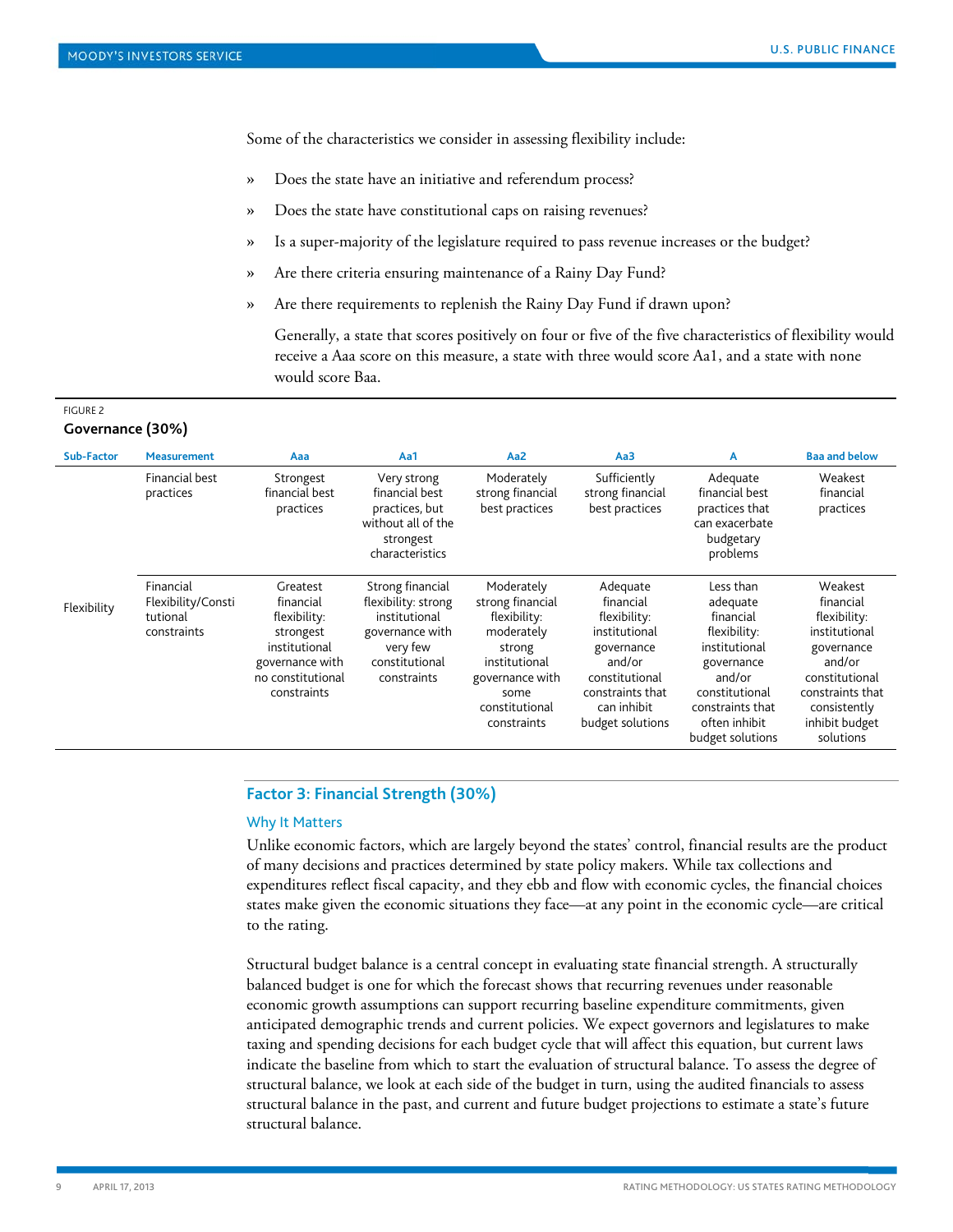Some of the characteristics we consider in assessing flexibility include:

- Does the state have an initiative and referendum process?
- Does the state have constitutional caps on raising revenues?
- Is a super-majority of the legislature required to pass revenue increases or the budget?
- Are there criteria ensuring maintenance of a Rainy Day Fund?
- Are there requirements to replenish the Rainy Day Fund if drawn upon?

Generally, a state that scores positively on four or five of the five characteristics of flexibility would receive a Aaa score on this measure, a state with three would score Aa1, and a state with none would score Baa.

FIGURE 2

**Governance (30%)**

| Sub-Factor | Measurement | Aaa | Aa1 | Aa2 | Aa3 | A | Baa and below |
|---|---|---|---|---|---|---|---|
| Flexibility | Financial best practices | Strongest financial best practices | Very strong financial best practices, but without all of the strongest characteristics | Moderately strong financial best practices | Sufficiently strong financial best practices | Adequate financial best practices that can exacerbate budgetary problems | Weakest financial practices |
| | Financial Flexibility/Constitutional constraints | Greatest financial flexibility: strongest institutional governance with no constitutional constraints | Strong financial flexibility: strong institutional governance with very few constitutional constraints | Moderately strong financial flexibility: moderately strong institutional governance with some constitutional constraints | Adequate financial flexibility: institutional governance and/or constitutional constraints that can inhibit budget solutions | Less than adequate financial flexibility: institutional governance and/or constitutional constraints that often inhibit budget solutions | Weakest financial flexibility: institutional governance and/or constitutional constraints that consistently inhibit budget solutions |

## Factor 3: Financial Strength (30%)

### Why It Matters

Unlike economic factors, which are largely beyond the states' control, financial results are the product of many decisions and practices determined by state policy makers. While tax collections and expenditures reflect fiscal capacity, and they ebb and flow with economic cycles, the financial choices states make given the economic situations they face—at any point in the economic cycle—are critical to the rating.

Structural budget balance is a central concept in evaluating state financial strength. A structurally balanced budget is one for which the forecast shows that recurring revenues under reasonable economic growth assumptions can support recurring baseline expenditure commitments, given anticipated demographic trends and current policies. We expect governors and legislatures to make taxing and spending decisions for each budget cycle that will affect this equation, but current laws indicate the baseline from which to start the evaluation of structural balance. To assess the degree of structural balance, we look at each side of the budget in turn, using the audited financials to assess structural balance in the past, and current and future budget projections to estimate a state's future structural balance.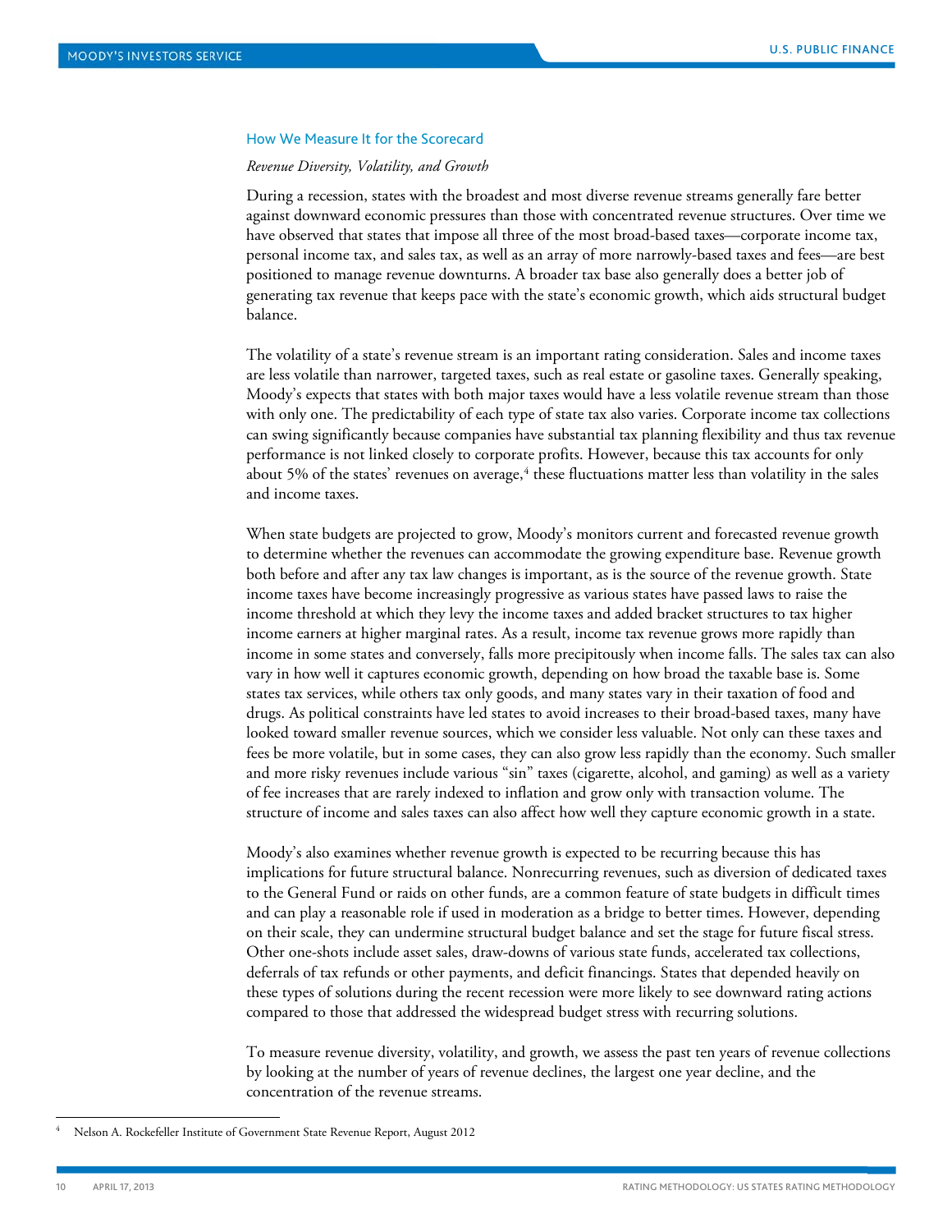### How We Measure It for the Scorecard

*Revenue Diversity, Volatility, and Growth*

During a recession, states with the broadest and most diverse revenue streams generally fare better against downward economic pressures than those with concentrated revenue structures. Over time we have observed that states that impose all three of the most broad-based taxes—corporate income tax, personal income tax, and sales tax, as well as an array of more narrowly-based taxes and fees—are best positioned to manage revenue downturns. A broader tax base also generally does a better job of generating tax revenue that keeps pace with the state's economic growth, which aids structural budget balance.

The volatility of a state's revenue stream is an important rating consideration. Sales and income taxes are less volatile than narrower, targeted taxes, such as real estate or gasoline taxes. Generally speaking, Moody's expects that states with both major taxes would have a less volatile revenue stream than those with only one. The predictability of each type of state tax also varies. Corporate income tax collections can swing significantly because companies have substantial tax planning flexibility and thus tax revenue performance is not linked closely to corporate profits. However, because this tax accounts for only about 5% of the states' revenues on average,[4] these fluctuations matter less than volatility in the sales and income taxes.

When state budgets are projected to grow, Moody's monitors current and forecasted revenue growth to determine whether the revenues can accommodate the growing expenditure base. Revenue growth both before and after any tax law changes is important, as is the source of the revenue growth. State income taxes have become increasingly progressive as various states have passed laws to raise the income threshold at which they levy the income taxes and added bracket structures to tax higher income earners at higher marginal rates. As a result, income tax revenue grows more rapidly than income in some states and conversely, falls more precipitously when income falls. The sales tax can also vary in how well it captures economic growth, depending on how broad the taxable base is. Some states tax services, while others tax only goods, and many states vary in their taxation of food and drugs. As political constraints have led states to avoid increases to their broad-based taxes, many have looked toward smaller revenue sources, which we consider less valuable. Not only can these taxes and fees be more volatile, but in some cases, they can also grow less rapidly than the economy. Such smaller and more risky revenues include various "sin" taxes (cigarette, alcohol, and gaming) as well as a variety of fee increases that are rarely indexed to inflation and grow only with transaction volume. The structure of income and sales taxes can also affect how well they capture economic growth in a state.

Moody's also examines whether revenue growth is expected to be recurring because this has implications for future structural balance. Nonrecurring revenues, such as diversion of dedicated taxes to the General Fund or raids on other funds, are a common feature of state budgets in difficult times and can play a reasonable role if used in moderation as a bridge to better times. However, depending on their scale, they can undermine structural budget balance and set the stage for future fiscal stress. Other one-shots include asset sales, draw-downs of various state funds, accelerated tax collections, deferrals of tax refunds or other payments, and deficit financings. States that depended heavily on these types of solutions during the recent recession were more likely to see downward rating actions compared to those that addressed the widespread budget stress with recurring solutions.

To measure revenue diversity, volatility, and growth, we assess the past ten years of revenue collections by looking at the number of years of revenue declines, the largest one year decline, and the concentration of the revenue streams.

---

[4] Nelson A. Rockefeller Institute of Government State Revenue Report, August 2012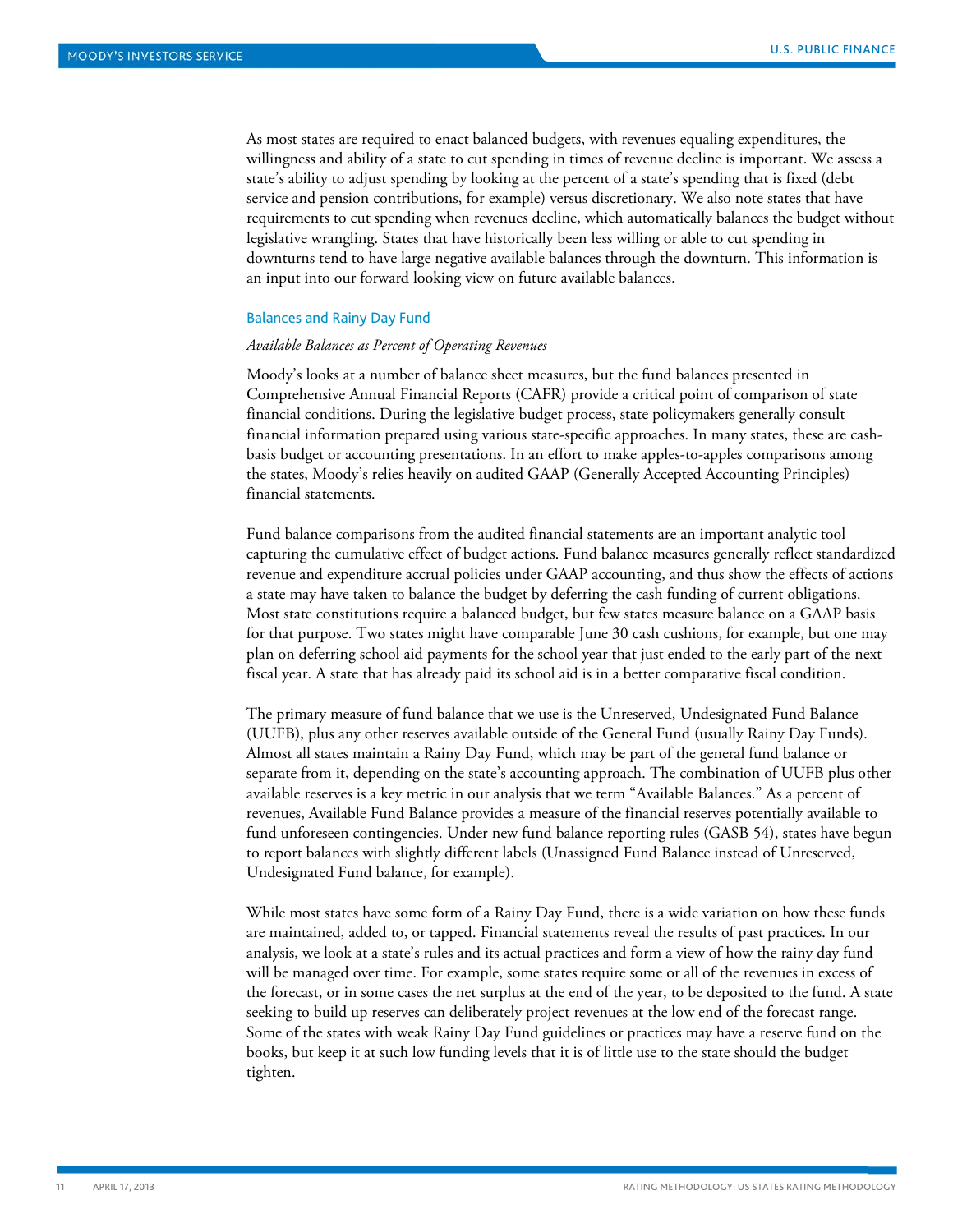As most states are required to enact balanced budgets, with revenues equaling expenditures, the willingness and ability of a state to cut spending in times of revenue decline is important. We assess a state's ability to adjust spending by looking at the percent of a state's spending that is fixed (debt service and pension contributions, for example) versus discretionary. We also note states that have requirements to cut spending when revenues decline, which automatically balances the budget without legislative wrangling. States that have historically been less willing or able to cut spending in downturns tend to have large negative available balances through the downturn. This information is an input into our forward looking view on future available balances.

### Balances and Rainy Day Fund

*Available Balances as Percent of Operating Revenues*

Moody's looks at a number of balance sheet measures, but the fund balances presented in Comprehensive Annual Financial Reports (CAFR) provide a critical point of comparison of state financial conditions. During the legislative budget process, state policymakers generally consult financial information prepared using various state-specific approaches. In many states, these are cash-basis budget or accounting presentations. In an effort to make apples-to-apples comparisons among the states, Moody's relies heavily on audited GAAP (Generally Accepted Accounting Principles) financial statements.

Fund balance comparisons from the audited financial statements are an important analytic tool capturing the cumulative effect of budget actions. Fund balance measures generally reflect standardized revenue and expenditure accrual policies under GAAP accounting, and thus show the effects of actions a state may have taken to balance the budget by deferring the cash funding of current obligations. Most state constitutions require a balanced budget, but few states measure balance on a GAAP basis for that purpose. Two states might have comparable June 30 cash cushions, for example, but one may plan on deferring school aid payments for the school year that just ended to the early part of the next fiscal year. A state that has already paid its school aid is in a better comparative fiscal condition.

The primary measure of fund balance that we use is the Unreserved, Undesignated Fund Balance (UUFB), plus any other reserves available outside of the General Fund (usually Rainy Day Funds). Almost all states maintain a Rainy Day Fund, which may be part of the general fund balance or separate from it, depending on the state's accounting approach. The combination of UUFB plus other available reserves is a key metric in our analysis that we term "Available Balances." As a percent of revenues, Available Fund Balance provides a measure of the financial reserves potentially available to fund unforeseen contingencies. Under new fund balance reporting rules (GASB 54), states have begun to report balances with slightly different labels (Unassigned Fund Balance instead of Unreserved, Undesignated Fund balance, for example).

While most states have some form of a Rainy Day Fund, there is a wide variation on how these funds are maintained, added to, or tapped. Financial statements reveal the results of past practices. In our analysis, we look at a state's rules and its actual practices and form a view of how the rainy day fund will be managed over time. For example, some states require some or all of the revenues in excess of the forecast, or in some cases the net surplus at the end of the year, to be deposited to the fund. A state seeking to build up reserves can deliberately project revenues at the low end of the forecast range. Some of the states with weak Rainy Day Fund guidelines or practices may have a reserve fund on the books, but keep it at such low funding levels that it is of little use to the state should the budget tighten.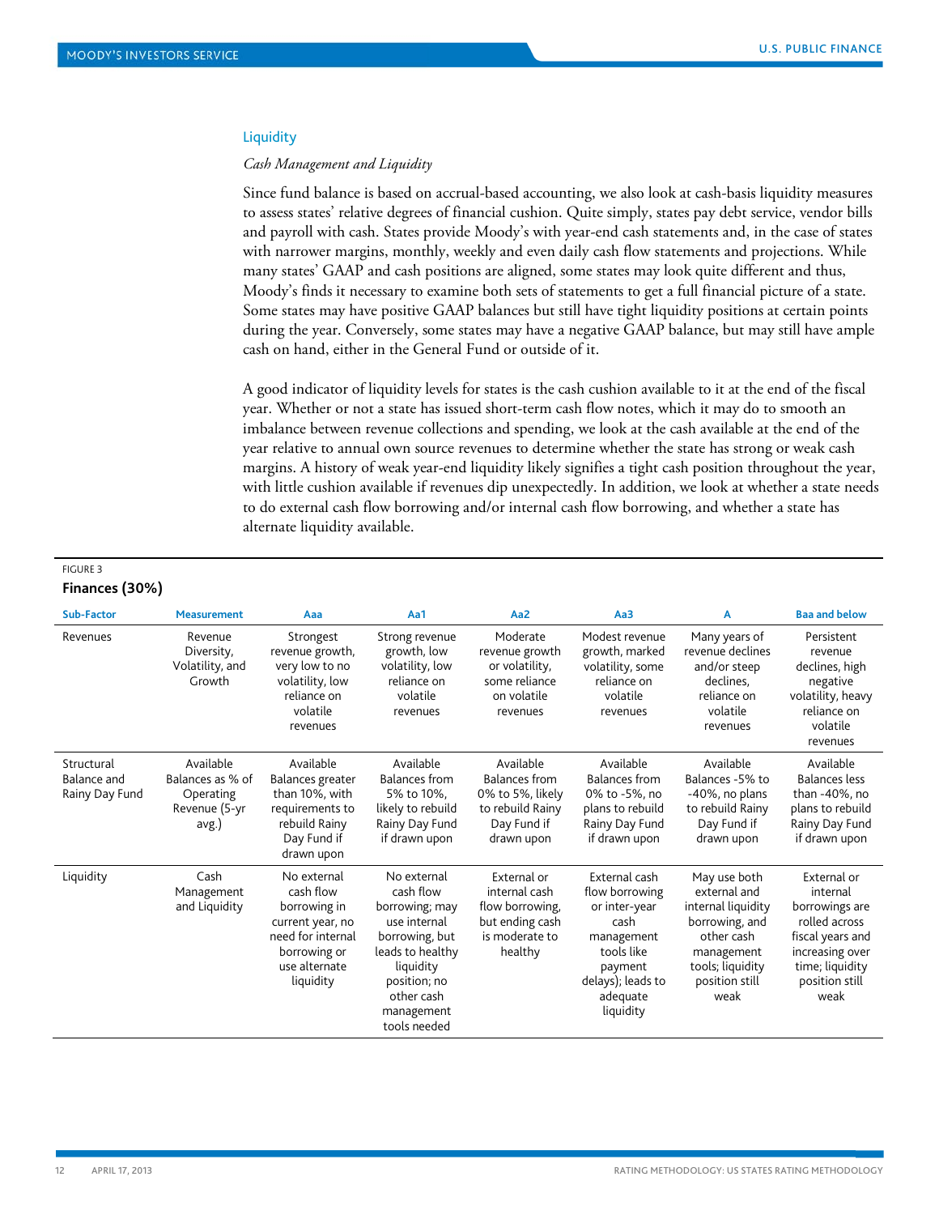### Liquidity

*Cash Management and Liquidity*

Since fund balance is based on accrual-based accounting, we also look at cash-basis liquidity measures to assess states' relative degrees of financial cushion. Quite simply, states pay debt service, vendor bills and payroll with cash. States provide Moody's with year-end cash statements and, in the case of states with narrower margins, monthly, weekly and even daily cash flow statements and projections. While many states' GAAP and cash positions are aligned, some states may look quite different and thus, Moody's finds it necessary to examine both sets of statements to get a full financial picture of a state. Some states may have positive GAAP balances but still have tight liquidity positions at certain points during the year. Conversely, some states may have a negative GAAP balance, but may still have ample cash on hand, either in the General Fund or outside of it.

A good indicator of liquidity levels for states is the cash cushion available to it at the end of the fiscal year. Whether or not a state has issued short-term cash flow notes, which it may do to smooth an imbalance between revenue collections and spending, we look at the cash available at the end of the year relative to annual own source revenues to determine whether the state has strong or weak cash margins. A history of weak year-end liquidity likely signifies a tight cash position throughout the year, with little cushion available if revenues dip unexpectedly. In addition, we look at whether a state needs to do external cash flow borrowing and/or internal cash flow borrowing, and whether a state has alternate liquidity available.

FIGURE 3

**Finances (30%)**

| Sub-Factor | Measurement | Aaa | Aa1 | Aa2 | Aa3 | A | Baa and below |
|---|---|---|---|---|---|---|---|
| Revenues | Revenue Diversity, Volatility, and Growth | Strongest revenue growth, very low to no volatility, low reliance on volatile revenues | Strong revenue growth, low volatility, low reliance on volatile revenues | Moderate revenue growth or volatility, some reliance on volatile revenues | Modest revenue growth, marked volatility, some reliance on volatile revenues | Many years of revenue declines and/or steep declines, reliance on volatile revenues | Persistent revenue declines, high negative volatility, heavy reliance on volatile revenues |
| Structural Balance and Rainy Day Fund | Available Balances as % of Operating Revenue (5-yr avg.) | Available Balances greater than 10%, with requirements to rebuild Rainy Day Fund if drawn upon | Available Balances from 5% to 10%, likely to rebuild Rainy Day Fund if drawn upon | Available Balances from 0% to 5%, likely to rebuild Rainy Day Fund if drawn upon | Available Balances from 0% to -5%, no plans to rebuild Rainy Day Fund if drawn upon | Available Balances -5% to -40%, no plans to rebuild Rainy Day Fund if drawn upon | Available Balances less than -40%, no plans to rebuild Rainy Day Fund if drawn upon |
| Liquidity | Cash Management and Liquidity | No external cash flow borrowing in current year, no need for internal borrowing or use alternate liquidity | No external cash flow borrowing; may use internal borrowing, but leads to healthy liquidity position; no other cash management tools needed | External or internal cash flow borrowing, but ending cash is moderate to healthy | External cash flow borrowing or inter-year cash management tools like payment delays); leads to adequate liquidity | May use both external and internal liquidity borrowing, and other cash management tools; liquidity position still weak | External or internal borrowings are rolled across fiscal years and increasing over time; liquidity position still weak |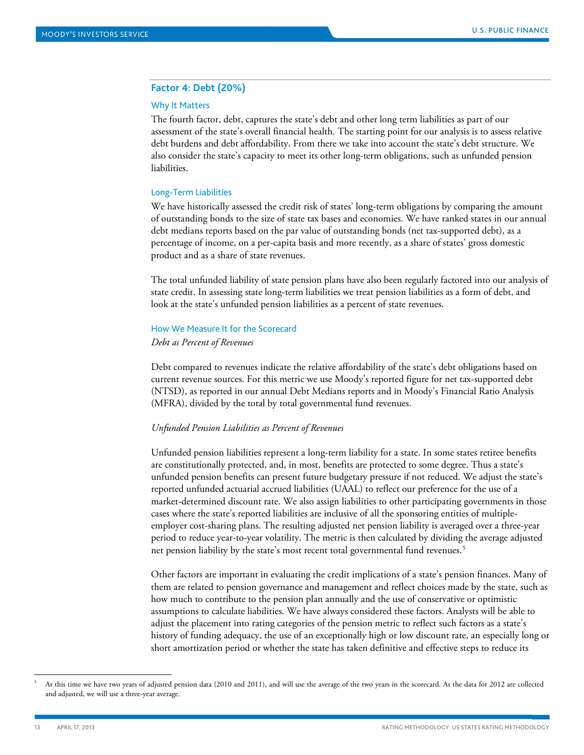## Factor 4: Debt (20%)

### Why It Matters

The fourth factor, debt, captures the state's debt and other long term liabilities as part of our assessment of the state's overall financial health. The starting point for our analysis is to assess relative debt burdens and debt affordability. From there we take into account the state's debt structure. We also consider the state's capacity to meet its other long-term obligations, such as unfunded pension liabilities.

### Long-Term Liabilities

We have historically assessed the credit risk of states' long-term obligations by comparing the amount of outstanding bonds to the size of state tax bases and economies. We have ranked states in our annual debt medians reports based on the par value of outstanding bonds (net tax-supported debt), as a percentage of income, on a per-capita basis and more recently, as a share of states' gross domestic product and as a share of state revenues.

The total unfunded liability of state pension plans have also been regularly factored into our analysis of state credit. In assessing state long-term liabilities we treat pension liabilities as a form of debt, and look at the state's unfunded pension liabilities as a percent of state revenues.

### How We Measure It for the Scorecard

*Debt as Percent of Revenues*

Debt compared to revenues indicate the relative affordability of the state's debt obligations based on current revenue sources. For this metric we use Moody's reported figure for net tax-supported debt (NTSD), as reported in our annual Debt Medians reports and in Moody's Financial Ratio Analysis (MFRA), divided by the total by total governmental fund revenues.

*Unfunded Pension Liabilities as Percent of Revenues*

Unfunded pension liabilities represent a long-term liability for a state. In some states retiree benefits are constitutionally protected, and, in most, benefits are protected to some degree. Thus a state's unfunded pension benefits can present future budgetary pressure if not reduced. We adjust the state's reported unfunded actuarial accrued liabilities (UAAL) to reflect our preference for the use of a market-determined discount rate. We also assign liabilities to other participating governments in those cases where the state's reported liabilities are inclusive of all the sponsoring entities of multiple-employer cost-sharing plans. The resulting adjusted net pension liability is averaged over a three-year period to reduce year-to-year volatility. The metric is then calculated by dividing the average adjusted net pension liability by the state's most recent total governmental fund revenues.[5]

Other factors are important in evaluating the credit implications of a state's pension finances. Many of them are related to pension governance and management and reflect choices made by the state, such as how much to contribute to the pension plan annually and the use of conservative or optimistic assumptions to calculate liabilities. We have always considered these factors. Analysts will be able to adjust the placement into rating categories of the pension metric to reflect such factors as a state's history of funding adequacy, the use of an exceptionally high or low discount rate, an especially long or short amortization period or whether the state has taken definitive and effective steps to reduce its

---

[5] At this time we have two years of adjusted pension data (2010 and 2011), and will use the average of the two years in the scorecard. As the data for 2012 are collected and adjusted, we will use a three-year average.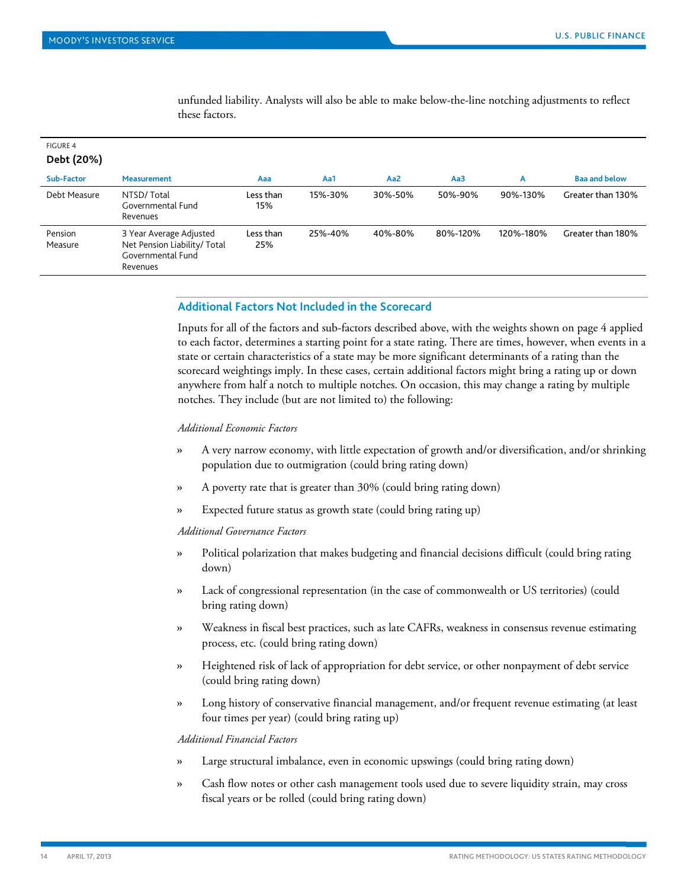unfunded liability. Analysts will also be able to make below-the-line notching adjustments to reflect these factors.

FIGURE 4

**Debt (20%)**

| Sub-Factor | Measurement | Aaa | Aa1 | Aa2 | Aa3 | A | Baa and below |
|---|---|---|---|---|---|---|---|
| Debt Measure | NTSD/ Total Governmental Fund Revenues | Less than 15% | 15%-30% | 30%-50% | 50%-90% | 90%-130% | Greater than 130% |
| Pension Measure | 3 Year Average Adjusted Net Pension Liability/ Total Governmental Fund Revenues | Less than 25% | 25%-40% | 40%-80% | 80%-120% | 120%-180% | Greater than 180% |

## Additional Factors Not Included in the Scorecard

Inputs for all of the factors and sub-factors described above, with the weights shown on page 4 applied to each factor, determines a starting point for a state rating. There are times, however, when events in a state or certain characteristics of a state may be more significant determinants of a rating than the scorecard weightings imply. In these cases, certain additional factors might bring a rating up or down anywhere from half a notch to multiple notches. On occasion, this may change a rating by multiple notches. They include (but are not limited to) the following:

*Additional Economic Factors*

- A very narrow economy, with little expectation of growth and/or diversification, and/or shrinking population due to outmigration (could bring rating down)
- A poverty rate that is greater than 30% (could bring rating down)
- Expected future status as growth state (could bring rating up)

*Additional Governance Factors*

- Political polarization that makes budgeting and financial decisions difficult (could bring rating down)
- Lack of congressional representation (in the case of commonwealth or US territories) (could bring rating down)
- Weakness in fiscal best practices, such as late CAFRs, weakness in consensus revenue estimating process, etc. (could bring rating down)
- Heightened risk of lack of appropriation for debt service, or other nonpayment of debt service (could bring rating down)
- Long history of conservative financial management, and/or frequent revenue estimating (at least four times per year) (could bring rating up)

*Additional Financial Factors*

- Large structural imbalance, even in economic upswings (could bring rating down)
- Cash flow notes or other cash management tools used due to severe liquidity strain, may cross fiscal years or be rolled (could bring rating down)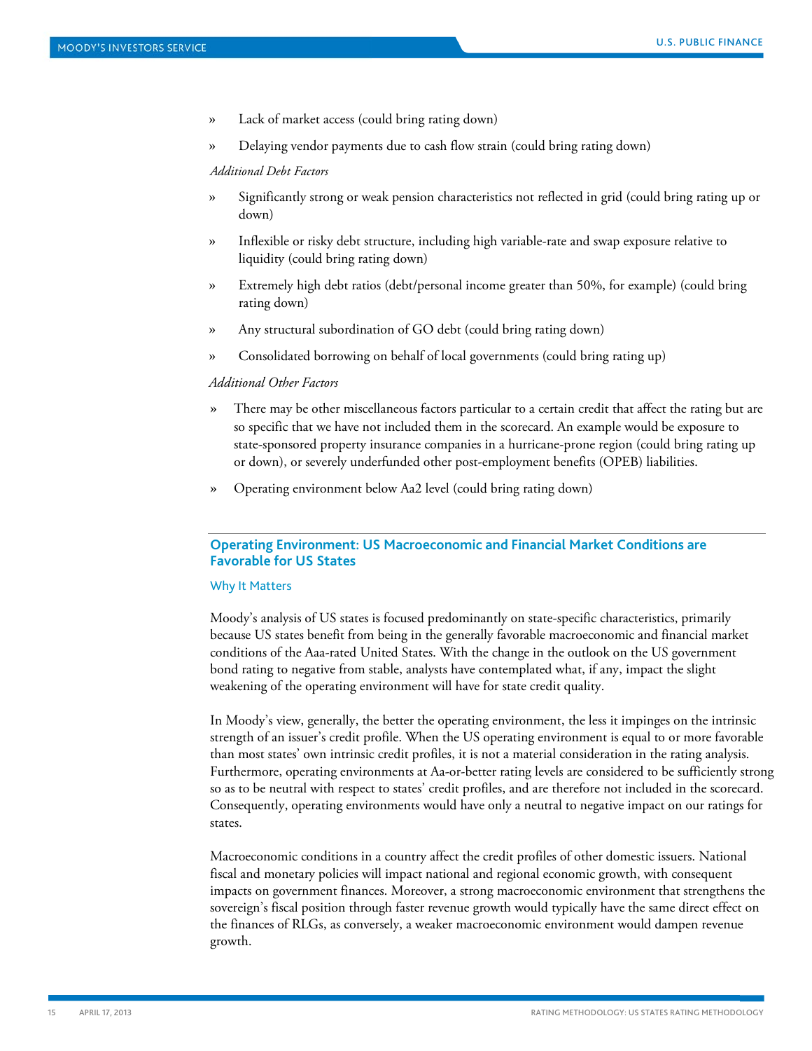- Lack of market access (could bring rating down)
- Delaying vendor payments due to cash flow strain (could bring rating down)

*Additional Debt Factors*

- Significantly strong or weak pension characteristics not reflected in grid (could bring rating up or down)
- Inflexible or risky debt structure, including high variable-rate and swap exposure relative to liquidity (could bring rating down)
- Extremely high debt ratios (debt/personal income greater than 50%, for example) (could bring rating down)
- Any structural subordination of GO debt (could bring rating down)
- Consolidated borrowing on behalf of local governments (could bring rating up)

*Additional Other Factors*

- There may be other miscellaneous factors particular to a certain credit that affect the rating but are so specific that we have not included them in the scorecard. An example would be exposure to state-sponsored property insurance companies in a hurricane-prone region (could bring rating up or down), or severely underfunded other post-employment benefits (OPEB) liabilities.
- Operating environment below Aa2 level (could bring rating down)

## Operating Environment: US Macroeconomic and Financial Market Conditions are Favorable for US States

### Why It Matters

Moody's analysis of US states is focused predominantly on state-specific characteristics, primarily because US states benefit from being in the generally favorable macroeconomic and financial market conditions of the Aaa-rated United States. With the change in the outlook on the US government bond rating to negative from stable, analysts have contemplated what, if any, impact the slight weakening of the operating environment will have for state credit quality.

In Moody's view, generally, the better the operating environment, the less it impinges on the intrinsic strength of an issuer's credit profile. When the US operating environment is equal to or more favorable than most states' own intrinsic credit profiles, it is not a material consideration in the rating analysis. Furthermore, operating environments at Aa-or-better rating levels are considered to be sufficiently strong so as to be neutral with respect to states' credit profiles, and are therefore not included in the scorecard. Consequently, operating environments would have only a neutral to negative impact on our ratings for states.

Macroeconomic conditions in a country affect the credit profiles of other domestic issuers. National fiscal and monetary policies will impact national and regional economic growth, with consequent impacts on government finances. Moreover, a strong macroeconomic environment that strengthens the sovereign's fiscal position through faster revenue growth would typically have the same direct effect on the finances of RLGs, as conversely, a weaker macroeconomic environment would dampen revenue growth.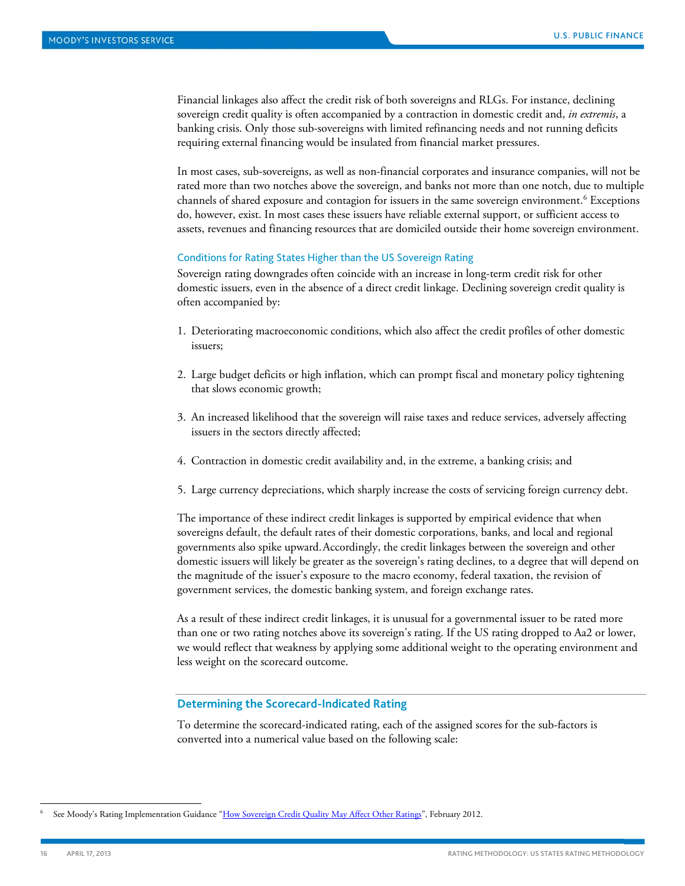Financial linkages also affect the credit risk of both sovereigns and RLGs. For instance, declining sovereign credit quality is often accompanied by a contraction in domestic credit and, *in extremis*, a banking crisis. Only those sub-sovereigns with limited refinancing needs and not running deficits requiring external financing would be insulated from financial market pressures.

In most cases, sub-sovereigns, as well as non-financial corporates and insurance companies, will not be rated more than two notches above the sovereign, and banks not more than one notch, due to multiple channels of shared exposure and contagion for issuers in the same sovereign environment.[6] Exceptions do, however, exist. In most cases these issuers have reliable external support, or sufficient access to assets, revenues and financing resources that are domiciled outside their home sovereign environment.

### Conditions for Rating States Higher than the US Sovereign Rating

Sovereign rating downgrades often coincide with an increase in long-term credit risk for other domestic issuers, even in the absence of a direct credit linkage. Declining sovereign credit quality is often accompanied by:

1. Deteriorating macroeconomic conditions, which also affect the credit profiles of other domestic issuers;
2. Large budget deficits or high inflation, which can prompt fiscal and monetary policy tightening that slows economic growth;
3. An increased likelihood that the sovereign will raise taxes and reduce services, adversely affecting issuers in the sectors directly affected;
4. Contraction in domestic credit availability and, in the extreme, a banking crisis; and
5. Large currency depreciations, which sharply increase the costs of servicing foreign currency debt.

The importance of these indirect credit linkages is supported by empirical evidence that when sovereigns default, the default rates of their domestic corporations, banks, and local and regional governments also spike upward.Accordingly, the credit linkages between the sovereign and other domestic issuers will likely be greater as the sovereign's rating declines, to a degree that will depend on the magnitude of the issuer's exposure to the macro economy, federal taxation, the revision of government services, the domestic banking system, and foreign exchange rates.

As a result of these indirect credit linkages, it is unusual for a governmental issuer to be rated more than one or two rating notches above its sovereign's rating. If the US rating dropped to Aa2 or lower, we would reflect that weakness by applying some additional weight to the operating environment and less weight on the scorecard outcome.

## Determining the Scorecard-Indicated Rating

To determine the scorecard-indicated rating, each of the assigned scores for the sub-factors is converted into a numerical value based on the following scale:

[6] See Moody's Rating Implementation Guidance "How Sovereign Credit Quality May Affect Other Ratings", February 2012.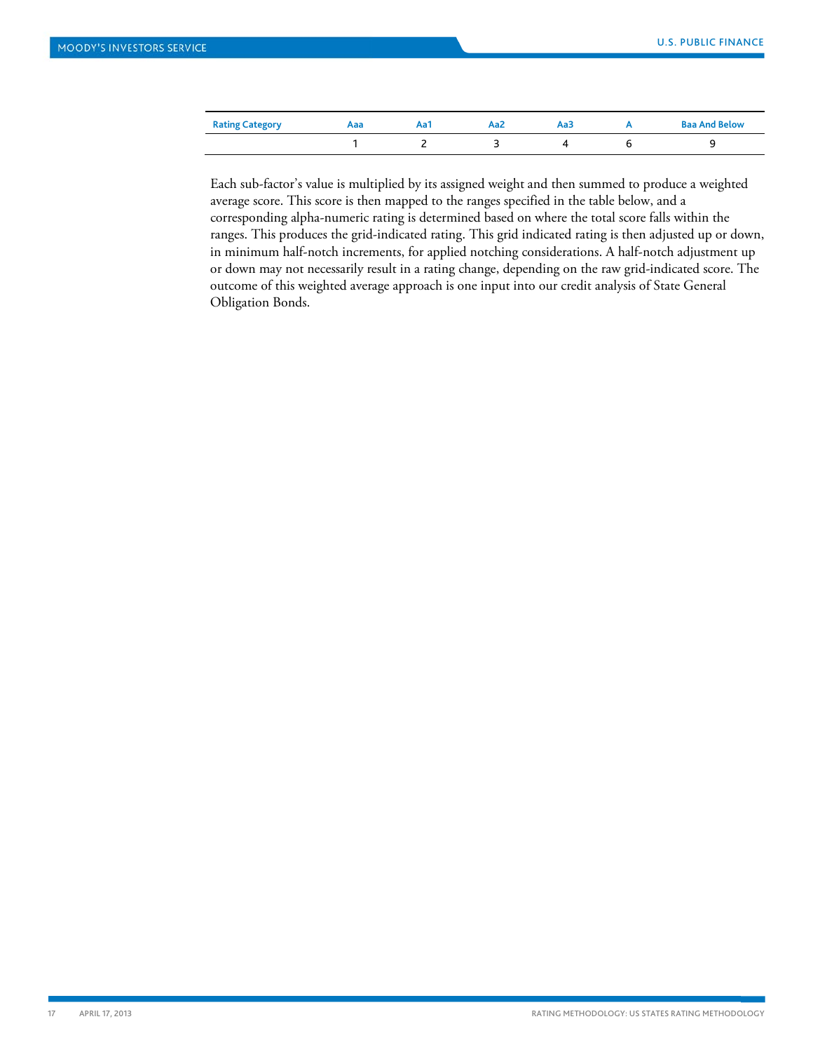| Rating Category | Aaa | Aa1 | Aa2 | Aa3 | A | Baa And Below |
|---|---|---|---|---|---|---|
| | 1 | 2 | 3 | 4 | 6 | 9 |

Each sub-factor's value is multiplied by its assigned weight and then summed to produce a weighted average score. This score is then mapped to the ranges specified in the table below, and a corresponding alpha-numeric rating is determined based on where the total score falls within the ranges. This produces the grid-indicated rating. This grid indicated rating is then adjusted up or down, in minimum half-notch increments, for applied notching considerations. A half-notch adjustment up or down may not necessarily result in a rating change, depending on the raw grid-indicated score. The outcome of this weighted average approach is one input into our credit analysis of State General Obligation Bonds.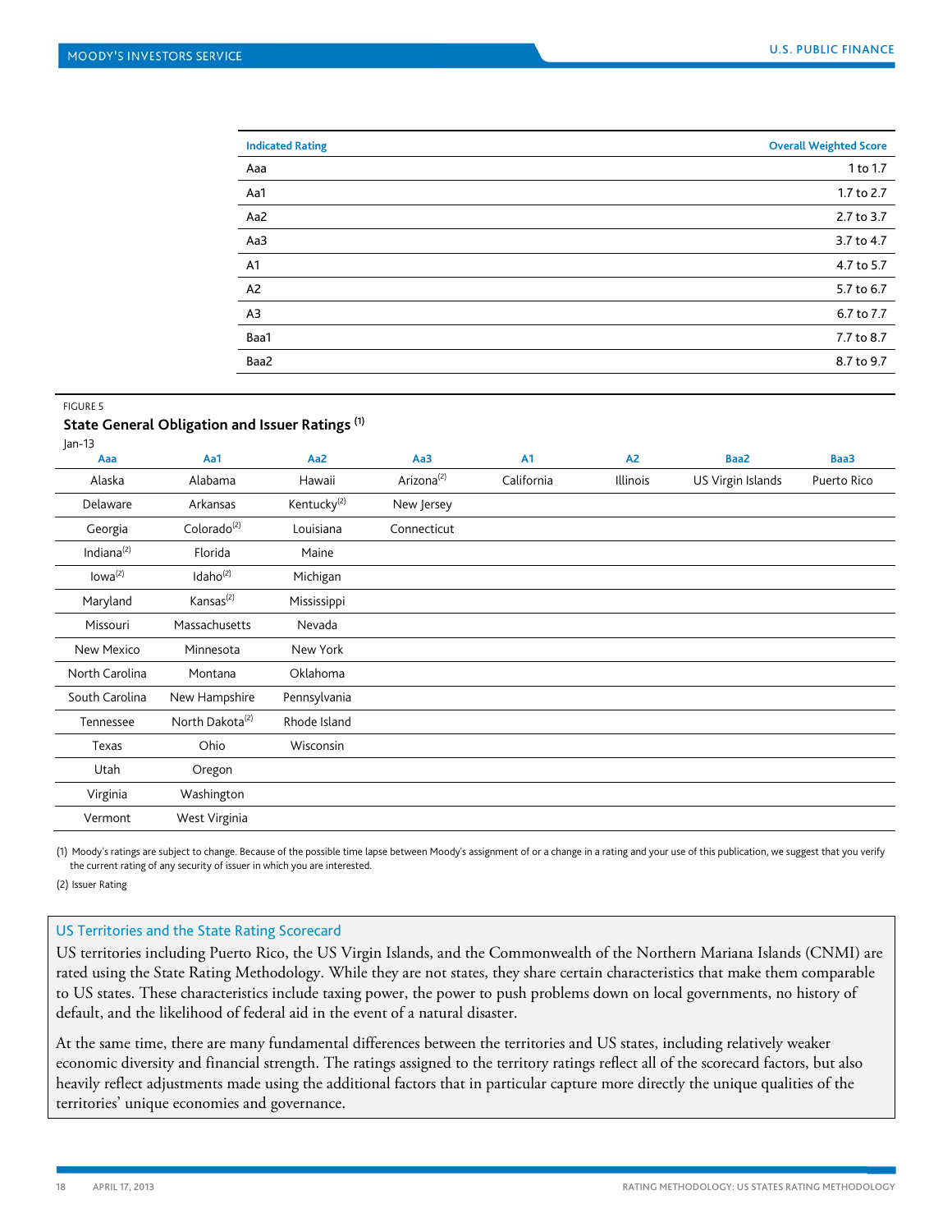| Indicated Rating | Overall Weighted Score |
|---|---|
| Aaa | 1 to 1.7 |
| Aa1 | 1.7 to 2.7 |
| Aa2 | 2.7 to 3.7 |
| Aa3 | 3.7 to 4.7 |
| A1 | 4.7 to 5.7 |
| A2 | 5.7 to 6.7 |
| A3 | 6.7 to 7.7 |
| Baa1 | 7.7 to 8.7 |
| Baa2 | 8.7 to 9.7 |

FIGURE 5

**State General Obligation and Issuer Ratings [1]**

Jan-13

| Aaa | Aa1 | Aa2 | Aa3 | A1 | A2 | Baa2 | Baa3 |
|---|---|---|---|---|---|---|---|
| Alaska | Alabama | Hawaii | Arizona[2] | California | Illinois | US Virgin Islands | Puerto Rico |
| Delaware | Arkansas | Kentucky[2] | New Jersey | | | | |
| Georgia | Colorado[2] | Louisiana | Connecticut | | | | |
| Indiana[2] | Florida | Maine | | | | | |
| Iowa[2] | Idaho[2] | Michigan | | | | | |
| Maryland | Kansas[2] | Mississippi | | | | | |
| Missouri | Massachusetts | Nevada | | | | | |
| New Mexico | Minnesota | New York | | | | | |
| North Carolina | Montana | Oklahoma | | | | | |
| South Carolina | New Hampshire | Pennsylvania | | | | | |
| Tennessee | North Dakota[2] | Rhode Island | | | | | |
| Texas | Ohio | Wisconsin | | | | | |
| Utah | Oregon | | | | | | |
| Virginia | Washington | | | | | | |
| Vermont | West Virginia | | | | | | |

(1) Moody's ratings are subject to change. Because of the possible time lapse between Moody's assignment of or a change in a rating and your use of this publication, we suggest that you verify the current rating of any security of issuer in which you are interested.

(2) Issuer Rating

### US Territories and the State Rating Scorecard

US territories including Puerto Rico, the US Virgin Islands, and the Commonwealth of the Northern Mariana Islands (CNMI) are rated using the State Rating Methodology. While they are not states, they share certain characteristics that make them comparable to US states. These characteristics include taxing power, the power to push problems down on local governments, no history of default, and the likelihood of federal aid in the event of a natural disaster.

At the same time, there are many fundamental differences between the territories and US states, including relatively weaker economic diversity and financial strength. The ratings assigned to the territory ratings reflect all of the scorecard factors, but also heavily reflect adjustments made using the additional factors that in particular capture more directly the unique qualities of the territories' unique economies and governance.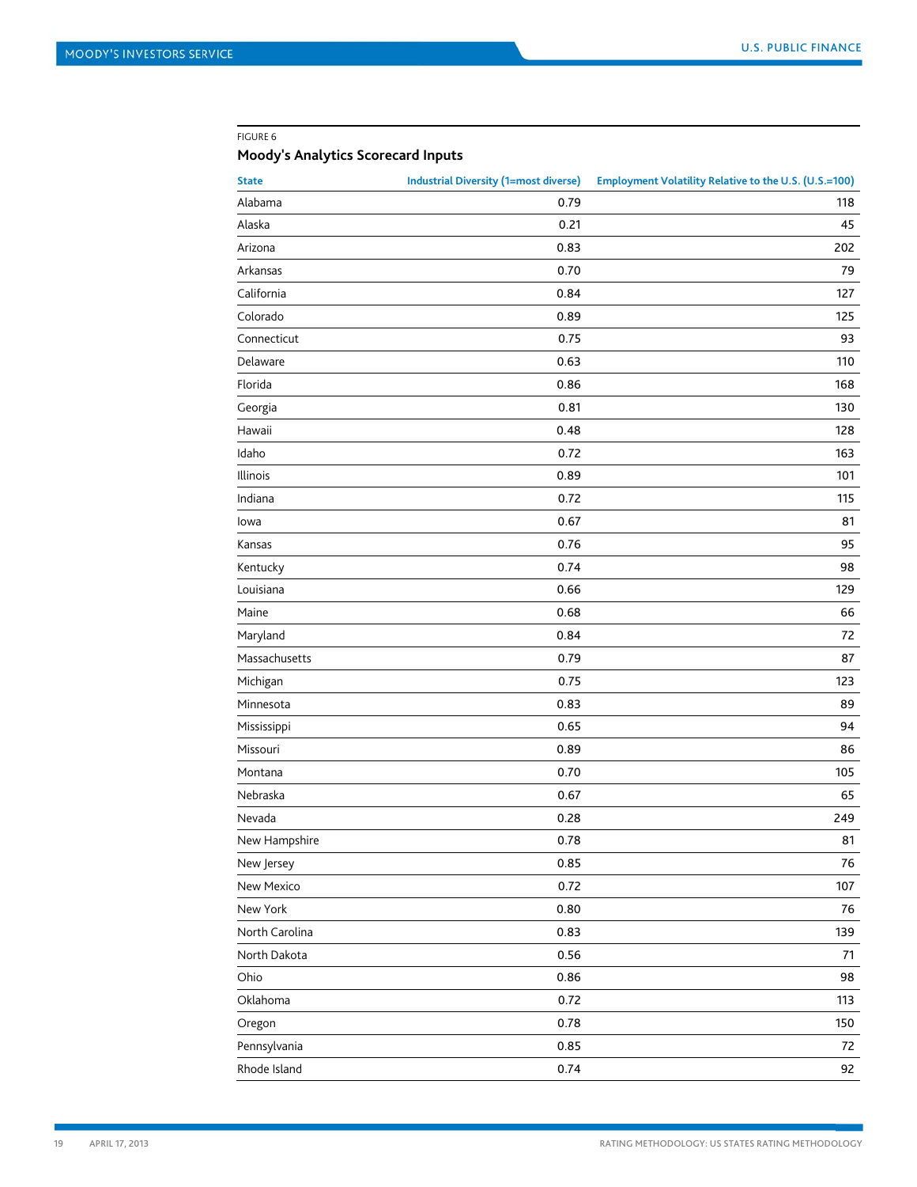FIGURE 6

### Moody's Analytics Scorecard Inputs

| State | Industrial Diversity (1=most diverse) | Employment Volatility Relative to the U.S. (U.S.=100) |
|---|---|---|
| Alabama | 0.79 | 118 |
| Alaska | 0.21 | 45 |
| Arizona | 0.83 | 202 |
| Arkansas | 0.70 | 79 |
| California | 0.84 | 127 |
| Colorado | 0.89 | 125 |
| Connecticut | 0.75 | 93 |
| Delaware | 0.63 | 110 |
| Florida | 0.86 | 168 |
| Georgia | 0.81 | 130 |
| Hawaii | 0.48 | 128 |
| Idaho | 0.72 | 163 |
| Illinois | 0.89 | 101 |
| Indiana | 0.72 | 115 |
| Iowa | 0.67 | 81 |
| Kansas | 0.76 | 95 |
| Kentucky | 0.74 | 98 |
| Louisiana | 0.66 | 129 |
| Maine | 0.68 | 66 |
| Maryland | 0.84 | 72 |
| Massachusetts | 0.79 | 87 |
| Michigan | 0.75 | 123 |
| Minnesota | 0.83 | 89 |
| Mississippi | 0.65 | 94 |
| Missouri | 0.89 | 86 |
| Montana | 0.70 | 105 |
| Nebraska | 0.67 | 65 |
| Nevada | 0.28 | 249 |
| New Hampshire | 0.78 | 81 |
| New Jersey | 0.85 | 76 |
| New Mexico | 0.72 | 107 |
| New York | 0.80 | 76 |
| North Carolina | 0.83 | 139 |
| North Dakota | 0.56 | 71 |
| Ohio | 0.86 | 98 |
| Oklahoma | 0.72 | 113 |
| Oregon | 0.78 | 150 |
| Pennsylvania | 0.85 | 72 |
| Rhode Island | 0.74 | 92 |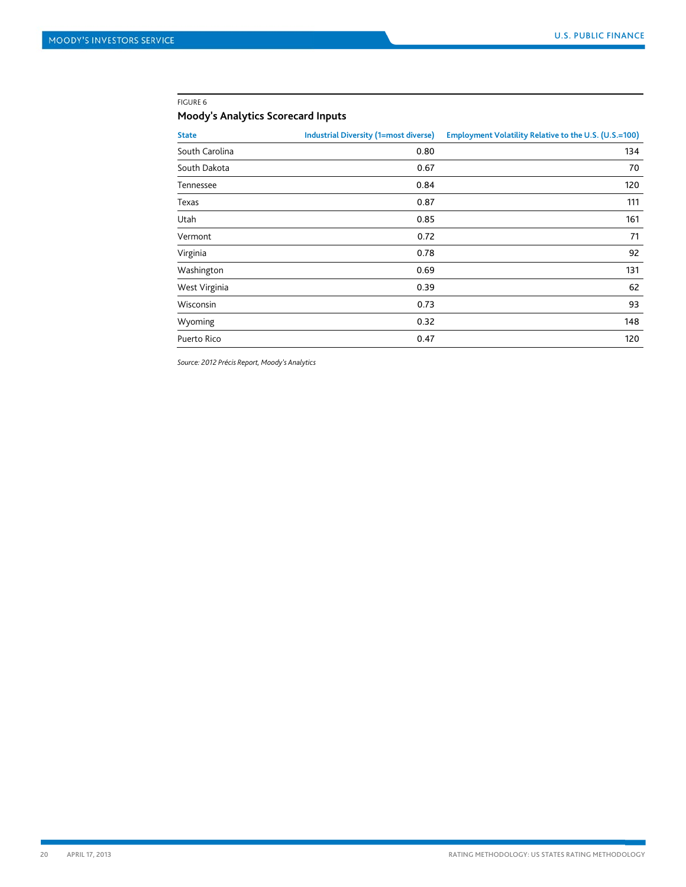FIGURE 6

### Moody's Analytics Scorecard Inputs

| State | Industrial Diversity (1=most diverse) | Employment Volatility Relative to the U.S. (U.S.=100) |
|---|---|---|
| South Carolina | 0.80 | 134 |
| South Dakota | 0.67 | 70 |
| Tennessee | 0.84 | 120 |
| Texas | 0.87 | 111 |
| Utah | 0.85 | 161 |
| Vermont | 0.72 | 71 |
| Virginia | 0.78 | 92 |
| Washington | 0.69 | 131 |
| West Virginia | 0.39 | 62 |
| Wisconsin | 0.73 | 93 |
| Wyoming | 0.32 | 148 |
| Puerto Rico | 0.47 | 120 |

*Source: 2012 Précis Report, Moody's Analytics*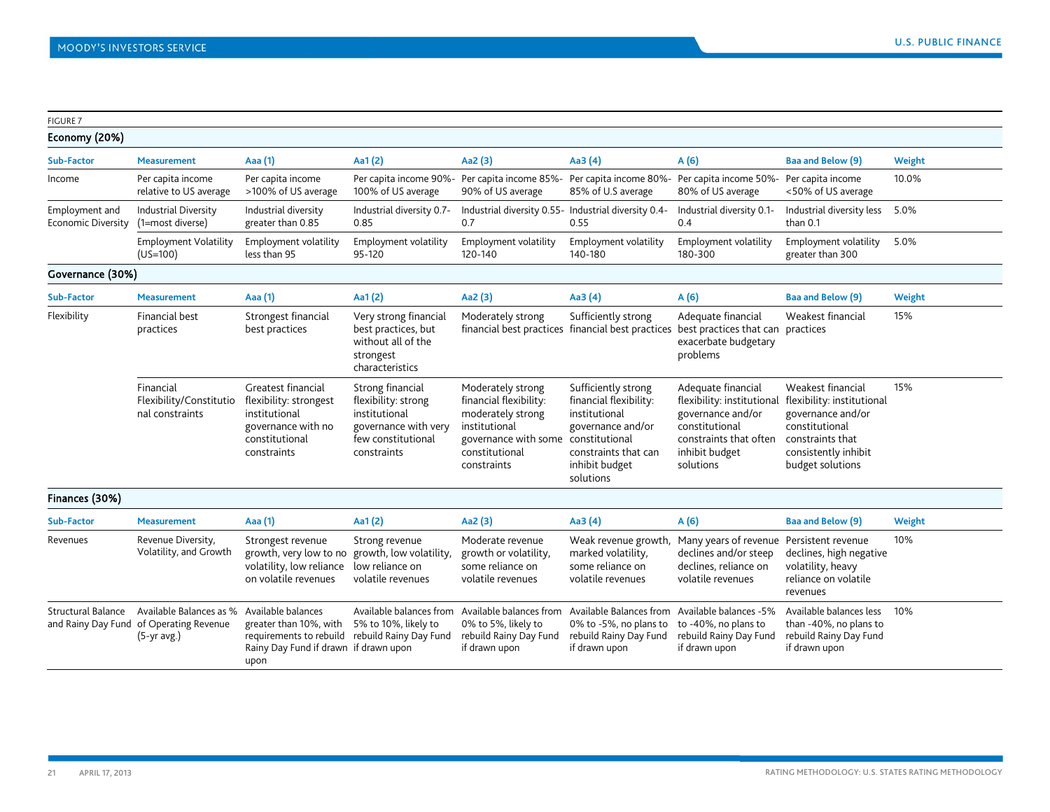FIGURE 7

**Economy (20%)**

| Sub-Factor | Measurement | Aaa (1) | Aa1 (2) | Aa2 (3) | Aa3 (4) | A (6) | Baa and Below (9) | Weight |
|---|---|---|---|---|---|---|---|---|
| Income | Per capita income relative to US average | Per capita income >100% of US average | Per capita income 90%-100% of US average | Per capita income 85%-90% of US average | Per capita income 80%-85% of U.S average | Per capita income 50%-80% of US average | Per capita income <50% of US average | 10.0% |
| Employment and Economic Diversity | Industrial Diversity (1=most diverse) | Industrial diversity greater than 0.85 | Industrial diversity 0.7-0.85 | Industrial diversity 0.55-0.7 | Industrial diversity 0.4-0.55 | Industrial diversity 0.1-0.4 | Industrial diversity less than 0.1 | 5.0% |
| | Employment Volatility (US=100) | Employment volatility less than 95 | Employment volatility 95-120 | Employment volatility 120-140 | Employment volatility 140-180 | Employment volatility 180-300 | Employment volatility greater than 300 | 5.0% |

**Governance (30%)**

| Sub-Factor | Measurement | Aaa (1) | Aa1 (2) | Aa2 (3) | Aa3 (4) | A (6) | Baa and Below (9) | Weight |
|---|---|---|---|---|---|---|---|---|
| Flexibility | Financial best practices | Strongest financial best practices | Very strong financial best practices, but without all of the strongest characteristics | Moderately strong financial best practices | Sufficiently strong financial best practices | Adequate financial best practices that can exacerbate budgetary problems | Weakest financial practices | 15% |
| | Financial Flexibility/Constitutional constraints | Greatest financial flexibility: strongest institutional governance with no constitutional constraints | Strong financial flexibility: strong institutional governance with very few constitutional constraints | Moderately strong financial flexibility: moderately strong institutional governance with some constitutional constraints | Sufficiently strong financial flexibility: institutional governance and/or constitutional constraints that can inhibit budget solutions | Adequate financial flexibility: institutional governance and/or constitutional constraints that often inhibit budget solutions | Weakest financial flexibility: institutional governance and/or constitutional constraints that consistently inhibit budget solutions | 15% |

**Finances (30%)**

| Sub-Factor | Measurement | Aaa (1) | Aa1 (2) | Aa2 (3) | Aa3 (4) | A (6) | Baa and Below (9) | Weight |
|---|---|---|---|---|---|---|---|---|
| Revenues | Revenue Diversity, Volatility, and Growth | Strongest revenue growth, very low to no volatility, low reliance on volatile revenues | Strong revenue growth, low volatility, low reliance on volatile revenues | Moderate revenue growth or volatility, some reliance on volatile revenues | Weak revenue growth, marked volatility, some reliance on volatile revenues | Many years of revenue declines and/or steep declines, reliance on volatile revenues | Persistent revenue declines, high negative volatility, heavy reliance on volatile revenues | 10% |
| Structural Balance and Rainy Day Fund | Available Balances as % of Operating Revenue (5-yr avg.) | Available balances greater than 10%, with requirements to rebuild Rainy Day Fund if drawn upon | Available balances from 5% to 10%, likely to rebuild Rainy Day Fund if drawn upon | Available balances from 0% to 5%, likely to rebuild Rainy Day Fund if drawn upon | Available Balances from 0% to -5%, no plans to rebuild Rainy Day Fund if drawn upon | Available balances -5% to -40%, no plans to rebuild Rainy Day Fund if drawn upon | Available balances less than -40%, no plans to rebuild Rainy Day Fund if drawn upon | 10% |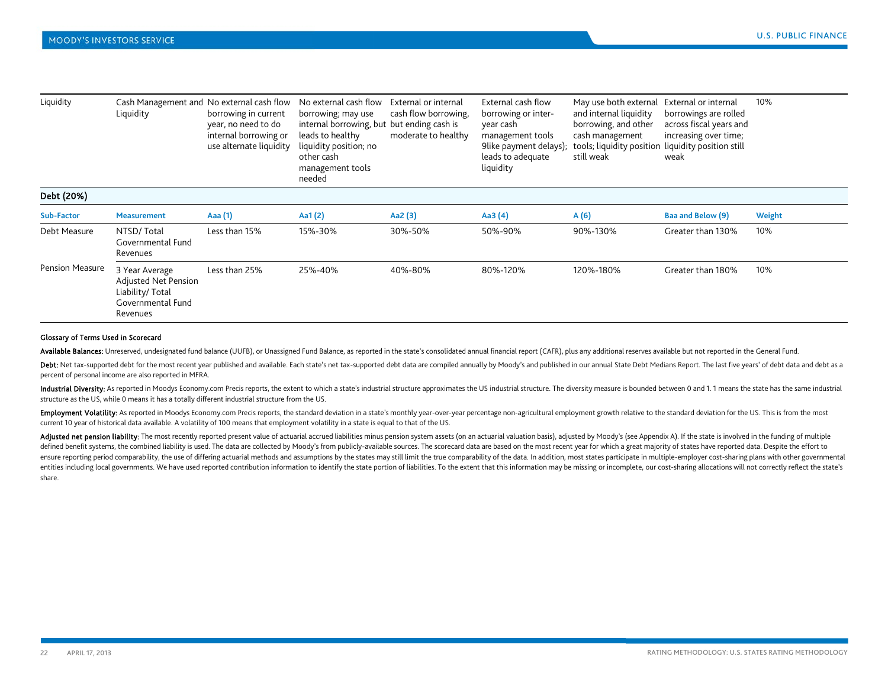| | | | | | | | | |
|---|---|---|---|---|---|---|---|---|
| Liquidity | Cash Management and Liquidity | No external cash flow borrowing in current year, no need to do internal borrowing or use alternate liquidity | No external cash flow borrowing; may use internal borrowing, but leads to healthy liquidity position; no other cash management tools needed | External or internal cash flow borrowing, but ending cash is moderate to healthy | External cash flow borrowing or inter-year cash management tools 9like payment delays); leads to adequate liquidity | May use both external and internal liquidity borrowing, and other cash management tools; liquidity position still weak | External or internal borrowings are rolled across fiscal years and increasing over time; liquidity position still weak | 10% |
| **Debt (20%)** | | | | | | | | |
| **Sub-Factor** | **Measurement** | **Aaa (1)** | **Aa1 (2)** | **Aa2 (3)** | **Aa3 (4)** | **A (6)** | **Baa and Below (9)** | **Weight** |
| Debt Measure | NTSD/ Total Governmental Fund Revenues | Less than 15% | 15%-30% | 30%-50% | 50%-90% | 90%-130% | Greater than 130% | 10% |
| Pension Measure | 3 Year Average Adjusted Net Pension Liability/ Total Governmental Fund Revenues | Less than 25% | 25%-40% | 40%-80% | 80%-120% | 120%-180% | Greater than 180% | 10% |

**Glossary of Terms Used in Scorecard**

**Available Balances:** Unreserved, undesignated fund balance (UUFB), or Unassigned Fund Balance, as reported in the state's consolidated annual financial report (CAFR), plus any additional reserves available but not reported in the General Fund.

**Debt:** Net tax-supported debt for the most recent year published and available. Each state's net tax-supported debt data are compiled annually by Moody's and published in our annual State Debt Medians Report. The last five years' of debt data and debt as a percent of personal income are also reported in MFRA.

**Industrial Diversity:** As reported in Moodys Economy.com Precis reports, the extent to which a state's industrial structure approximates the US industrial structure. The diversity measure is bounded between 0 and 1. 1 means the state has the same industrial structure as the US, while 0 means it has a totally different industrial structure from the US.

**Employment Volatility:** As reported in Moodys Economy.com Precis reports, the standard deviation in a state's monthly year-over-year percentage non-agricultural employment growth relative to the standard deviation for the US. This is from the most current 10 year of historical data available. A volatility of 100 means that employment volatility in a state is equal to that of the US.

**Adjusted net pension liability:** The most recently reported present value of actuarial accrued liabilities minus pension system assets (on an actuarial valuation basis), adjusted by Moody's (see Appendix A). If the state is involved in the funding of multiple defined benefit systems, the combined liability is used. The data are collected by Moody's from publicly-available sources. The scorecard data are based on the most recent year for which a great majority of states have reported data. Despite the effort to ensure reporting period comparability, the use of differing actuarial methods and assumptions by the states may still limit the true comparability of the data. In addition, most states participate in multiple-employer cost-sharing plans with other governmental entities including local governments. We have used reported contribution information to identify the state portion of liabilities. To the extent that this information may be missing or incomplete, our cost-sharing allocations will not correctly reflect the state's share.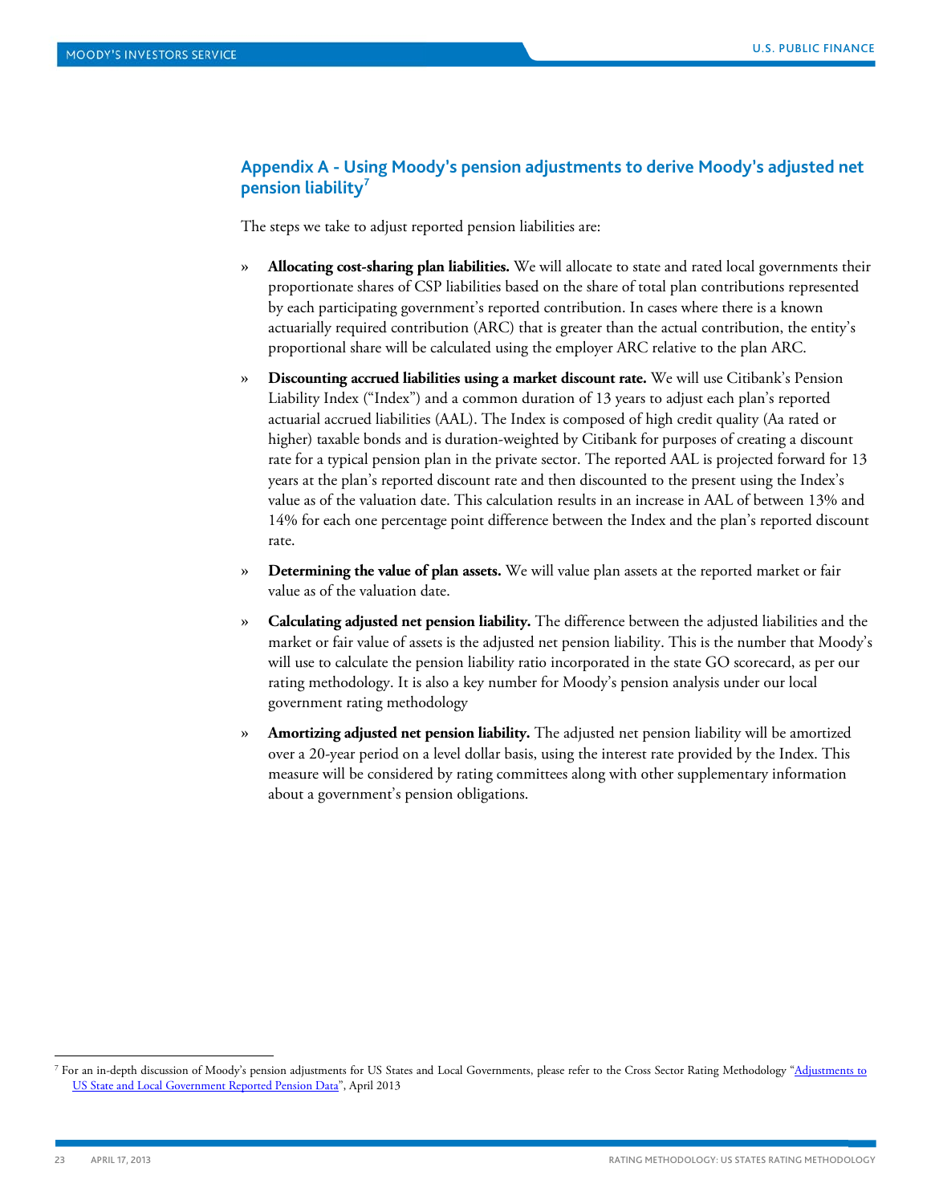## Appendix A - Using Moody's pension adjustments to derive Moody's adjusted net pension liability[7]

The steps we take to adjust reported pension liabilities are:

- **Allocating cost-sharing plan liabilities.** We will allocate to state and rated local governments their proportionate shares of CSP liabilities based on the share of total plan contributions represented by each participating government's reported contribution. In cases where there is a known actuarially required contribution (ARC) that is greater than the actual contribution, the entity's proportional share will be calculated using the employer ARC relative to the plan ARC.
- **Discounting accrued liabilities using a market discount rate.** We will use Citibank's Pension Liability Index ("Index") and a common duration of 13 years to adjust each plan's reported actuarial accrued liabilities (AAL). The Index is composed of high credit quality (Aa rated or higher) taxable bonds and is duration-weighted by Citibank for purposes of creating a discount rate for a typical pension plan in the private sector. The reported AAL is projected forward for 13 years at the plan's reported discount rate and then discounted to the present using the Index's value as of the valuation date. This calculation results in an increase in AAL of between 13% and 14% for each one percentage point difference between the Index and the plan's reported discount rate.
- **Determining the value of plan assets.** We will value plan assets at the reported market or fair value as of the valuation date.
- **Calculating adjusted net pension liability.** The difference between the adjusted liabilities and the market or fair value of assets is the adjusted net pension liability. This is the number that Moody's will use to calculate the pension liability ratio incorporated in the state GO scorecard, as per our rating methodology. It is also a key number for Moody's pension analysis under our local government rating methodology
- **Amortizing adjusted net pension liability.** The adjusted net pension liability will be amortized over a 20-year period on a level dollar basis, using the interest rate provided by the Index. This measure will be considered by rating committees along with other supplementary information about a government's pension obligations.

---

[7] For an in-depth discussion of Moody's pension adjustments for US States and Local Governments, please refer to the Cross Sector Rating Methodology "Adjustments to US State and Local Government Reported Pension Data", April 2013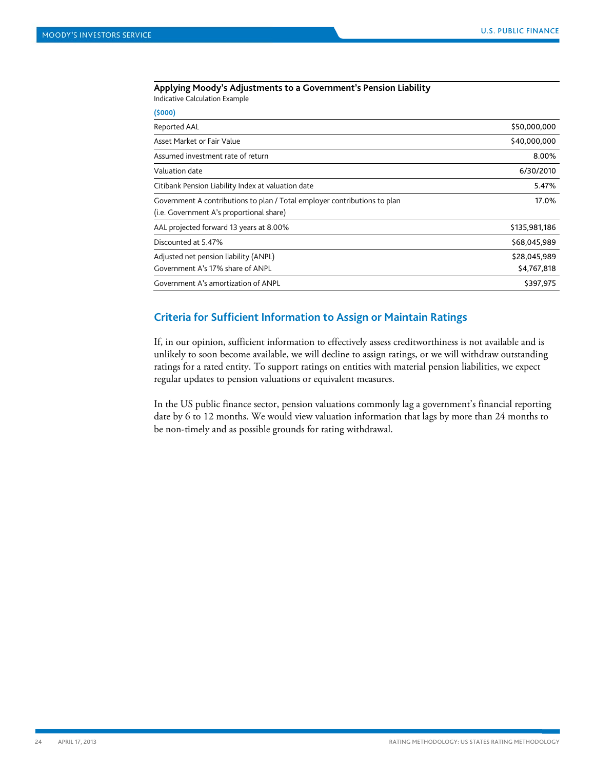**Applying Moody's Adjustments to a Government's Pension Liability**
Indicative Calculation Example

| ($000) | |
|---|---|
| Reported AAL | $50,000,000 |
| Asset Market or Fair Value | $40,000,000 |
| Assumed investment rate of return | 8.00% |
| Valuation date | 6/30/2010 |
| Citibank Pension Liability Index at valuation date | 5.47% |
| Government A contributions to plan / Total employer contributions to plan (i.e. Government A's proportional share) | 17.0% |
| AAL projected forward 13 years at 8.00% | $135,981,186 |
| Discounted at 5.47% | $68,045,989 |
| Adjusted net pension liability (ANPL) | $28,045,989 |
| Government A's 17% share of ANPL | $4,767,818 |
| Government A's amortization of ANPL | $397,975 |

## Criteria for Sufficient Information to Assign or Maintain Ratings

If, in our opinion, sufficient information to effectively assess creditworthiness is not available and is unlikely to soon become available, we will decline to assign ratings, or we will withdraw outstanding ratings for a rated entity. To support ratings on entities with material pension liabilities, we expect regular updates to pension valuations or equivalent measures.

In the US public finance sector, pension valuations commonly lag a government's financial reporting date by 6 to 12 months. We would view valuation information that lags by more than 24 months to be non-timely and as possible grounds for rating withdrawal.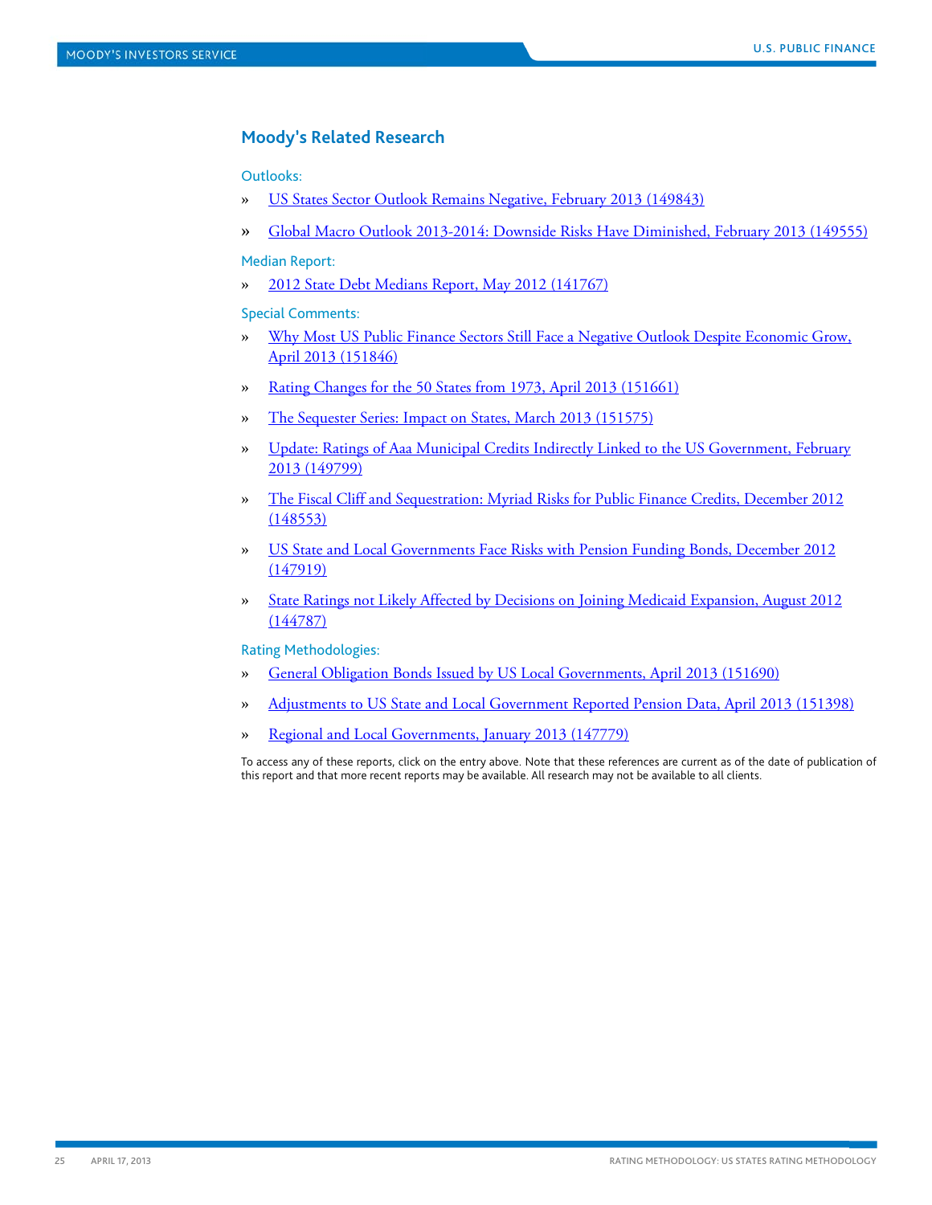## Moody's Related Research

Outlooks:

- US States Sector Outlook Remains Negative, February 2013 (149843)
- Global Macro Outlook 2013-2014: Downside Risks Have Diminished, February 2013 (149555)

Median Report:

- 2012 State Debt Medians Report, May 2012 (141767)

Special Comments:

- Why Most US Public Finance Sectors Still Face a Negative Outlook Despite Economic Grow, April 2013 (151846)
- Rating Changes for the 50 States from 1973, April 2013 (151661)
- The Sequester Series: Impact on States, March 2013 (151575)
- Update: Ratings of Aaa Municipal Credits Indirectly Linked to the US Government, February 2013 (149799)
- The Fiscal Cliff and Sequestration: Myriad Risks for Public Finance Credits, December 2012 (148553)
- US State and Local Governments Face Risks with Pension Funding Bonds, December 2012 (147919)
- State Ratings not Likely Affected by Decisions on Joining Medicaid Expansion, August 2012 (144787)

Rating Methodologies:

- General Obligation Bonds Issued by US Local Governments, April 2013 (151690)
- Adjustments to US State and Local Government Reported Pension Data, April 2013 (151398)
- Regional and Local Governments, January 2013 (147779)

To access any of these reports, click on the entry above. Note that these references are current as of the date of publication of this report and that more recent reports may be available. All research may not be available to all clients.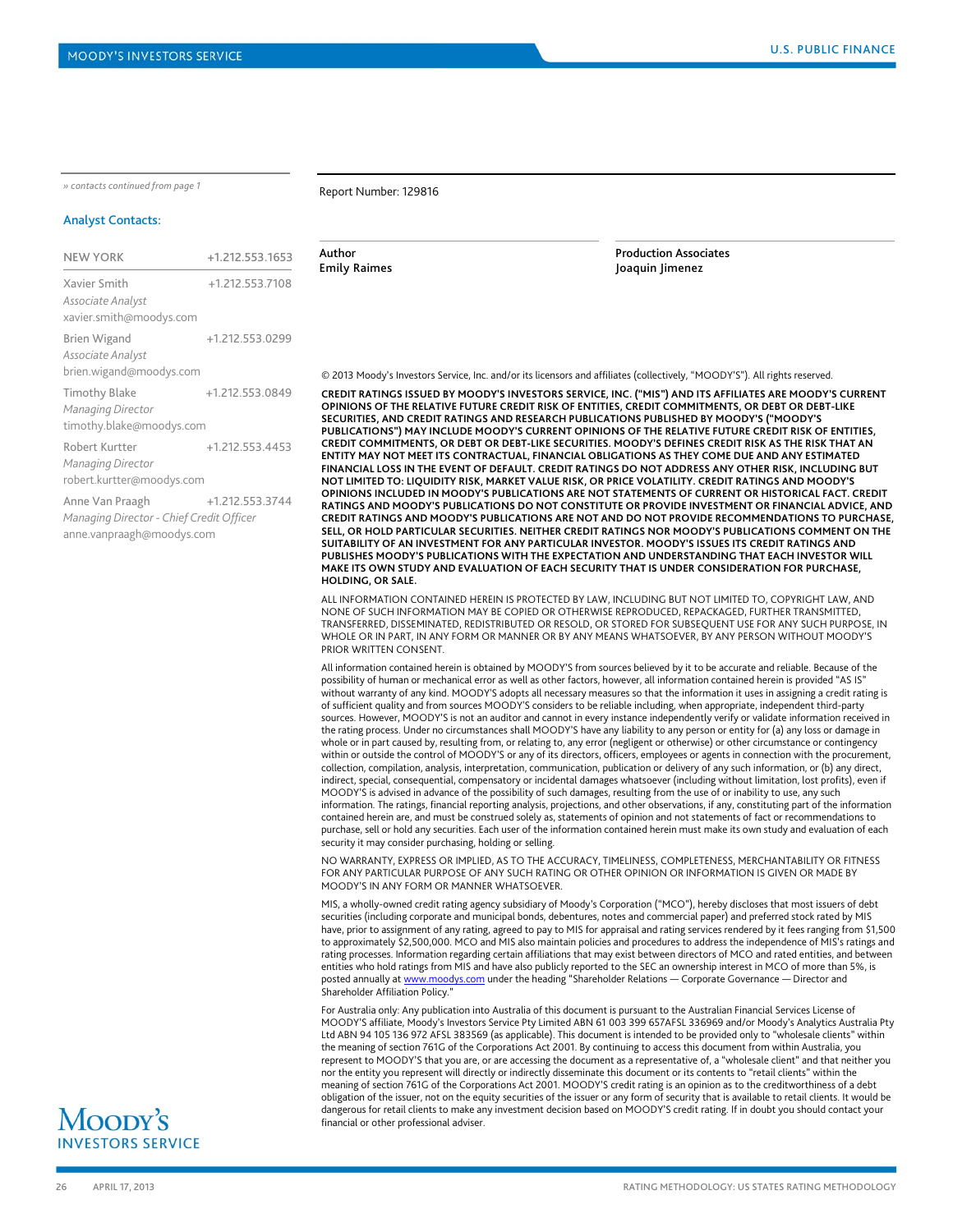» contacts continued from page 1

### Analyst Contacts:

| NEW YORK | +1.212.553.1653 |
|---|---|
| Xavier Smith<br>*Associate Analyst*<br>xavier.smith@moodys.com | +1.212.553.7108 |
| Brien Wigand<br>*Associate Analyst*<br>brien.wigand@moodys.com | +1.212.553.0299 |
| Timothy Blake<br>*Managing Director*<br>timothy.blake@moodys.com | +1.212.553.0849 |
| Robert Kurtter<br>*Managing Director*<br>robert.kurtter@moodys.com | +1.212.553.4453 |
| Anne Van Praagh<br>*Managing Director - Chief Credit Officer*<br>anne.vanpraagh@moodys.com | +1.212.553.3744 |

Report Number: 129816

Author
Emily Raimes

Production Associates
Joaquin Jimenez

© 2013 Moody's Investors Service, Inc. and/or its licensors and affiliates (collectively, "MOODY'S"). All rights reserved.

**CREDIT RATINGS ISSUED BY MOODY'S INVESTORS SERVICE, INC. ("MIS") AND ITS AFFILIATES ARE MOODY'S CURRENT OPINIONS OF THE RELATIVE FUTURE CREDIT RISK OF ENTITIES, CREDIT COMMITMENTS, OR DEBT OR DEBT-LIKE SECURITIES, AND CREDIT RATINGS AND RESEARCH PUBLICATIONS PUBLISHED BY MOODY'S ("MOODY'S PUBLICATIONS") MAY INCLUDE MOODY'S CURRENT OPINIONS OF THE RELATIVE FUTURE CREDIT RISK OF ENTITIES, CREDIT COMMITMENTS, OR DEBT OR DEBT-LIKE SECURITIES. MOODY'S DEFINES CREDIT RISK AS THE RISK THAT AN ENTITY MAY NOT MEET ITS CONTRACTUAL, FINANCIAL OBLIGATIONS AS THEY COME DUE AND ANY ESTIMATED FINANCIAL LOSS IN THE EVENT OF DEFAULT. CREDIT RATINGS DO NOT ADDRESS ANY OTHER RISK, INCLUDING BUT NOT LIMITED TO: LIQUIDITY RISK, MARKET VALUE RISK, OR PRICE VOLATILITY. CREDIT RATINGS AND MOODY'S OPINIONS INCLUDED IN MOODY'S PUBLICATIONS ARE NOT STATEMENTS OF CURRENT OR HISTORICAL FACT. CREDIT RATINGS AND MOODY'S PUBLICATIONS DO NOT CONSTITUTE OR PROVIDE INVESTMENT OR FINANCIAL ADVICE, AND CREDIT RATINGS AND MOODY'S PUBLICATIONS ARE NOT AND DO NOT PROVIDE RECOMMENDATIONS TO PURCHASE, SELL, OR HOLD PARTICULAR SECURITIES. NEITHER CREDIT RATINGS NOR MOODY'S PUBLICATIONS COMMENT ON THE SUITABILITY OF AN INVESTMENT FOR ANY PARTICULAR INVESTOR. MOODY'S ISSUES ITS CREDIT RATINGS AND PUBLISHES MOODY'S PUBLICATIONS WITH THE EXPECTATION AND UNDERSTANDING THAT EACH INVESTOR WILL MAKE ITS OWN STUDY AND EVALUATION OF EACH SECURITY THAT IS UNDER CONSIDERATION FOR PURCHASE, HOLDING, OR SALE.**

ALL INFORMATION CONTAINED HEREIN IS PROTECTED BY LAW, INCLUDING BUT NOT LIMITED TO, COPYRIGHT LAW, AND NONE OF SUCH INFORMATION MAY BE COPIED OR OTHERWISE REPRODUCED, REPACKAGED, FURTHER TRANSMITTED, TRANSFERRED, DISSEMINATED, REDISTRIBUTED OR RESOLD, OR STORED FOR SUBSEQUENT USE FOR ANY SUCH PURPOSE, IN WHOLE OR IN PART, IN ANY FORM OR MANNER OR BY ANY MEANS WHATSOEVER, BY ANY PERSON WITHOUT MOODY'S PRIOR WRITTEN CONSENT.

All information contained herein is obtained by MOODY'S from sources believed by it to be accurate and reliable. Because of the possibility of human or mechanical error as well as other factors, however, all information contained herein is provided "AS IS" without warranty of any kind. MOODY'S adopts all necessary measures so that the information it uses in assigning a credit rating is of sufficient quality and from sources MOODY'S considers to be reliable including, when appropriate, independent third-party sources. However, MOODY'S is not an auditor and cannot in every instance independently verify or validate information received in the rating process. Under no circumstances shall MOODY'S have any liability to any person or entity for (a) any loss or damage in whole or in part caused by, resulting from, or relating to, any error (negligent or otherwise) or other circumstance or contingency within or outside the control of MOODY'S or any of its directors, officers, employees or agents in connection with the procurement, collection, compilation, analysis, interpretation, communication, publication or delivery of any such information, or (b) any direct, indirect, special, consequential, compensatory or incidental damages whatsoever (including without limitation, lost profits), even if MOODY'S is advised in advance of the possibility of such damages, resulting from the use of or inability to use, any such information. The ratings, financial reporting analysis, projections, and other observations, if any, constituting part of the information contained herein are, and must be construed solely as, statements of opinion and not statements of fact or recommendations to purchase, sell or hold any securities. Each user of the information contained herein must make its own study and evaluation of each security it may consider purchasing, holding or selling.

NO WARRANTY, EXPRESS OR IMPLIED, AS TO THE ACCURACY, TIMELINESS, COMPLETENESS, MERCHANTABILITY OR FITNESS FOR ANY PARTICULAR PURPOSE OF ANY SUCH RATING OR OTHER OPINION OR INFORMATION IS GIVEN OR MADE BY MOODY'S IN ANY FORM OR MANNER WHATSOEVER.

MIS, a wholly-owned credit rating agency subsidiary of Moody's Corporation ("MCO"), hereby discloses that most issuers of debt securities (including corporate and municipal bonds, debentures, notes and commercial paper) and preferred stock rated by MIS have, prior to assignment of any rating, agreed to pay to MIS for appraisal and rating services rendered by it fees ranging from $1,500 to approximately $2,500,000. MCO and MIS also maintain policies and procedures to address the independence of MIS's ratings and rating processes. Information regarding certain affiliations that may exist between directors of MCO and rated entities, and between entities who hold ratings from MIS and have also publicly reported to the SEC an ownership interest in MCO of more than 5%, is posted annually at www.moodys.com under the heading "Shareholder Relations — Corporate Governance — Director and Shareholder Affiliation Policy."

For Australia only: Any publication into Australia of this document is pursuant to the Australian Financial Services License of MOODY'S affiliate, Moody's Investors Service Pty Limited ABN 61 003 399 657AFSL 336969 and/or Moody's Analytics Australia Pty Ltd ABN 94 105 136 972 AFSL 383569 (as applicable). This document is intended to be provided only to "wholesale clients" within the meaning of section 761G of the Corporations Act 2001. By continuing to access this document from within Australia, you represent to MOODY'S that you are, or are accessing the document as a representative of, a "wholesale client" and that neither you nor the entity you represent will directly or indirectly disseminate this document or its contents to "retail clients" within the meaning of section 761G of the Corporations Act 2001. MOODY'S credit rating is an opinion as to the creditworthiness of a debt obligation of the issuer, not on the equity securities of the issuer or any form of security that is available to retail clients. It would be dangerous for retail clients to make any investment decision based on MOODY'S credit rating. If in doubt you should contact your financial or other professional adviser.